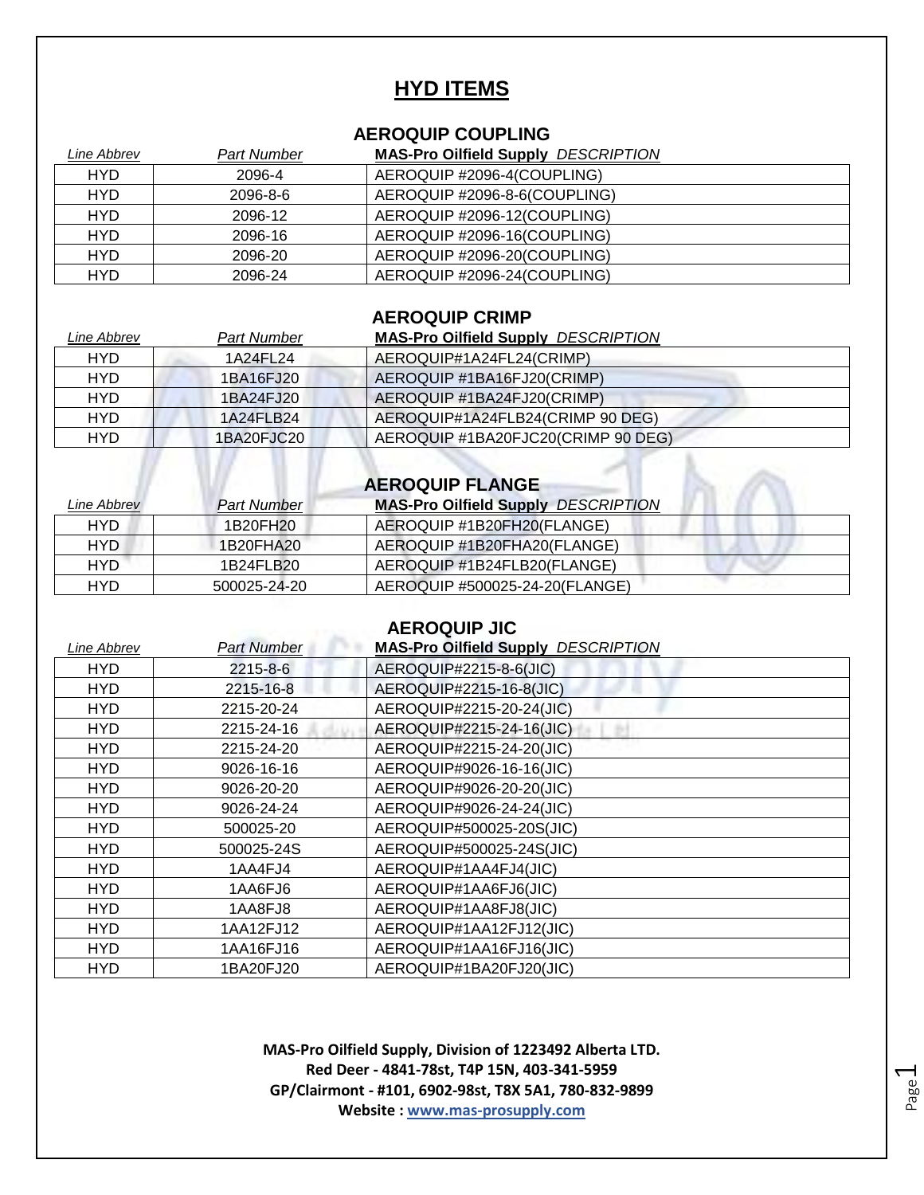# HYD ITEMS

## AEROQUIP COUPLING

| Line Abbrev | Part Number | MAS-Pro Oilfield Supply DESCRIPTION |
|---|---|---|
| HYD | 2096-4 | AEROQUIP #2096-4(COUPLING) |
| HYD | 2096-8-6 | AEROQUIP #2096-8-6(COUPLING) |
| HYD | 2096-12 | AEROQUIP #2096-12(COUPLING) |
| HYD | 2096-16 | AEROQUIP #2096-16(COUPLING) |
| HYD | 2096-20 | AEROQUIP #2096-20(COUPLING) |
| HYD | 2096-24 | AEROQUIP #2096-24(COUPLING) |

## AEROQUIP CRIMP

| Line Abbrev | Part Number | MAS-Pro Oilfield Supply DESCRIPTION |
|---|---|---|
| HYD | 1A24FL24 | AEROQUIP#1A24FL24(CRIMP) |
| HYD | 1BA16FJ20 | AEROQUIP #1BA16FJ20(CRIMP) |
| HYD | 1BA24FJ20 | AEROQUIP #1BA24FJ20(CRIMP) |
| HYD | 1A24FLB24 | AEROQUIP#1A24FLB24(CRIMP 90 DEG) |
| HYD | 1BA20FJC20 | AEROQUIP #1BA20FJC20(CRIMP 90 DEG) |

## AEROQUIP FLANGE

| Line Abbrev | Part Number | MAS-Pro Oilfield Supply DESCRIPTION |
|---|---|---|
| HYD | 1B20FH20 | AEROQUIP #1B20FH20(FLANGE) |
| HYD | 1B20FHA20 | AEROQUIP #1B20FHA20(FLANGE) |
| HYD | 1B24FLB20 | AEROQUIP #1B24FLB20(FLANGE) |
| HYD | 500025-24-20 | AEROQUIP #500025-24-20(FLANGE) |

## AEROQUIP JIC

| Line Abbrev | Part Number | MAS-Pro Oilfield Supply DESCRIPTION |
|---|---|---|
| HYD | 2215-8-6 | AEROQUIP#2215-8-6(JIC) |
| HYD | 2215-16-8 | AEROQUIP#2215-16-8(JIC) |
| HYD | 2215-20-24 | AEROQUIP#2215-20-24(JIC) |
| HYD | 2215-24-16 | AEROQUIP#2215-24-16(JIC) |
| HYD | 2215-24-20 | AEROQUIP#2215-24-20(JIC) |
| HYD | 9026-16-16 | AEROQUIP#9026-16-16(JIC) |
| HYD | 9026-20-20 | AEROQUIP#9026-20-20(JIC) |
| HYD | 9026-24-24 | AEROQUIP#9026-24-24(JIC) |
| HYD | 500025-20 | AEROQUIP#500025-20S(JIC) |
| HYD | 500025-24S | AEROQUIP#500025-24S(JIC) |
| HYD | 1AA4FJ4 | AEROQUIP#1AA4FJ4(JIC) |
| HYD | 1AA6FJ6 | AEROQUIP#1AA6FJ6(JIC) |
| HYD | 1AA8FJ8 | AEROQUIP#1AA8FJ8(JIC) |
| HYD | 1AA12FJ12 | AEROQUIP#1AA12FJ12(JIC) |
| HYD | 1AA16FJ16 | AEROQUIP#1AA16FJ16(JIC) |
| HYD | 1BA20FJ20 | AEROQUIP#1BA20FJ20(JIC) |

**MAS-Pro Oilfield Supply, Division of 1223492 Alberta LTD.**
**Red Deer - 4841-78st, T4P 15N, 403-341-5959**
**GP/Clairmont - #101, 6902-98st, T8X 5A1, 780-832-9899**
**Website : www.mas-prosupply.com**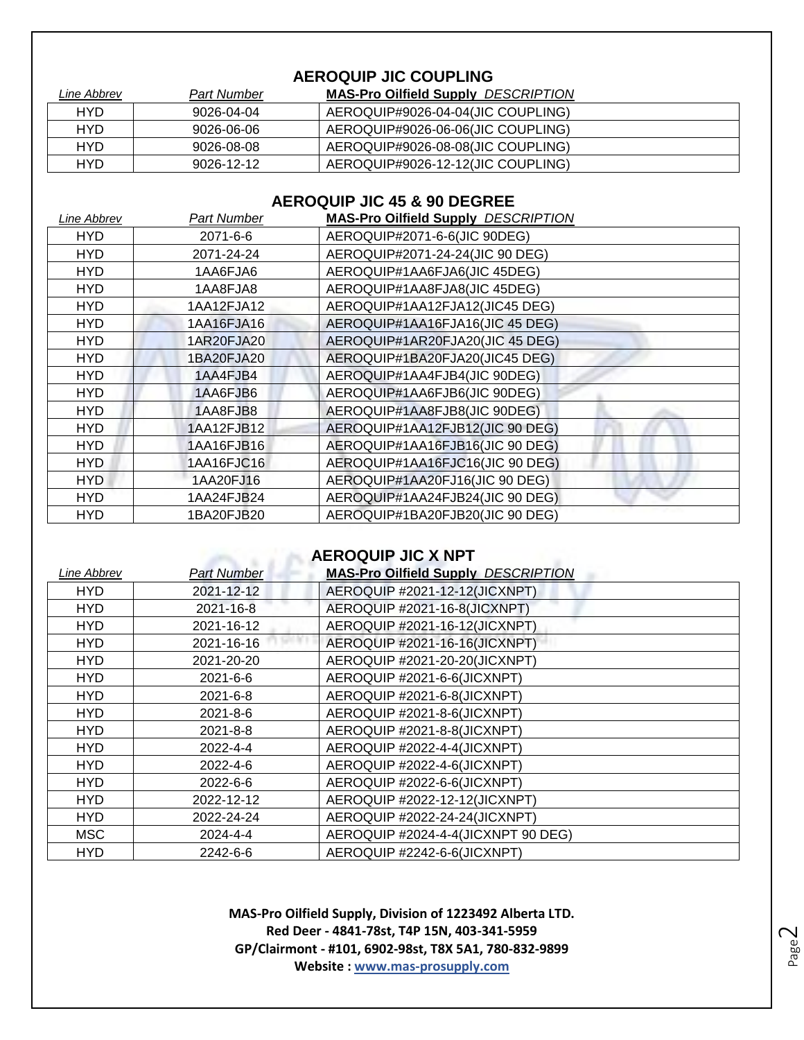## AEROQUIP JIC COUPLING

| *Line Abbrev* | *Part Number* | **MAS-Pro Oilfield Supply** *DESCRIPTION* |
|---|---|---|
| HYD | 9026-04-04 | AEROQUIP#9026-04-04(JIC COUPLING) |
| HYD | 9026-06-06 | AEROQUIP#9026-06-06(JIC COUPLING) |
| HYD | 9026-08-08 | AEROQUIP#9026-08-08(JIC COUPLING) |
| HYD | 9026-12-12 | AEROQUIP#9026-12-12(JIC COUPLING) |

## AEROQUIP JIC 45 & 90 DEGREE

| *Line Abbrev* | *Part Number* | **MAS-Pro Oilfield Supply** *DESCRIPTION* |
|---|---|---|
| HYD | 2071-6-6 | AEROQUIP#2071-6-6(JIC 90DEG) |
| HYD | 2071-24-24 | AEROQUIP#2071-24-24(JIC 90 DEG) |
| HYD | 1AA6FJA6 | AEROQUIP#1AA6FJA6(JIC 45DEG) |
| HYD | 1AA8FJA8 | AEROQUIP#1AA8FJA8(JIC 45DEG) |
| HYD | 1AA12FJA12 | AEROQUIP#1AA12FJA12(JIC45 DEG) |
| HYD | 1AA16FJA16 | AEROQUIP#1AA16FJA16(JIC 45 DEG) |
| HYD | 1AR20FJA20 | AEROQUIP#1AR20FJA20(JIC 45 DEG) |
| HYD | 1BA20FJA20 | AEROQUIP#1BA20FJA20(JIC45 DEG) |
| HYD | 1AA4FJB4 | AEROQUIP#1AA4FJB4(JIC 90DEG) |
| HYD | 1AA6FJB6 | AEROQUIP#1AA6FJB6(JIC 90DEG) |
| HYD | 1AA8FJB8 | AEROQUIP#1AA8FJB8(JIC 90DEG) |
| HYD | 1AA12FJB12 | AEROQUIP#1AA12FJB12(JIC 90 DEG) |
| HYD | 1AA16FJB16 | AEROQUIP#1AA16FJB16(JIC 90 DEG) |
| HYD | 1AA16FJC16 | AEROQUIP#1AA16FJC16(JIC 90 DEG) |
| HYD | 1AA20FJ16 | AEROQUIP#1AA20FJ16(JIC 90 DEG) |
| HYD | 1AA24FJB24 | AEROQUIP#1AA24FJB24(JIC 90 DEG) |
| HYD | 1BA20FJB20 | AEROQUIP#1BA20FJB20(JIC 90 DEG) |

## AEROQUIP JIC X NPT

| *Line Abbrev* | *Part Number* | **MAS-Pro Oilfield Supply** *DESCRIPTION* |
|---|---|---|
| HYD | 2021-12-12 | AEROQUIP #2021-12-12(JICXNPT) |
| HYD | 2021-16-8 | AEROQUIP #2021-16-8(JICXNPT) |
| HYD | 2021-16-12 | AEROQUIP #2021-16-12(JICXNPT) |
| HYD | 2021-16-16 | AEROQUIP #2021-16-16(JICXNPT) |
| HYD | 2021-20-20 | AEROQUIP #2021-20-20(JICXNPT) |
| HYD | 2021-6-6 | AEROQUIP #2021-6-6(JICXNPT) |
| HYD | 2021-6-8 | AEROQUIP #2021-6-8(JICXNPT) |
| HYD | 2021-8-6 | AEROQUIP #2021-8-6(JICXNPT) |
| HYD | 2021-8-8 | AEROQUIP #2021-8-8(JICXNPT) |
| HYD | 2022-4-4 | AEROQUIP #2022-4-4(JICXNPT) |
| HYD | 2022-4-6 | AEROQUIP #2022-4-6(JICXNPT) |
| HYD | 2022-6-6 | AEROQUIP #2022-6-6(JICXNPT) |
| HYD | 2022-12-12 | AEROQUIP #2022-12-12(JICXNPT) |
| HYD | 2022-24-24 | AEROQUIP #2022-24-24(JICXNPT) |
| MSC | 2024-4-4 | AEROQUIP #2024-4-4(JICXNPT 90 DEG) |
| HYD | 2242-6-6 | AEROQUIP #2242-6-6(JICXNPT) |

**MAS-Pro Oilfield Supply, Division of 1223492 Alberta LTD.**
**Red Deer - 4841-78st, T4P 15N, 403-341-5959**
**GP/Clairmont - #101, 6902-98st, T8X 5A1, 780-832-9899**
**Website : www.mas-prosupply.com**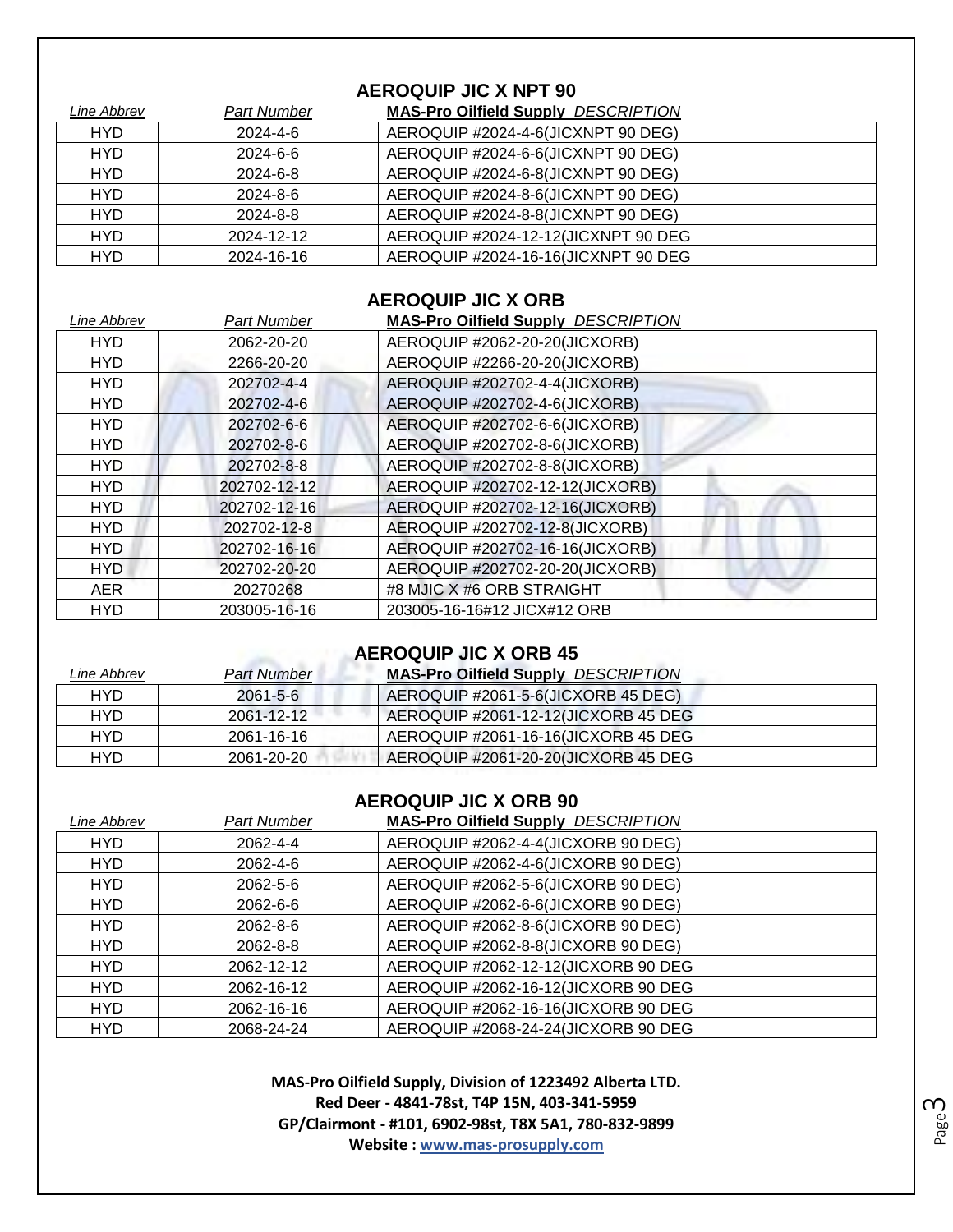## AEROQUIP JIC X NPT 90

| Line Abbrev | Part Number | MAS-Pro Oilfield Supply DESCRIPTION |
|---|---|---|
| HYD | 2024-4-6 | AEROQUIP #2024-4-6(JICXNPT 90 DEG) |
| HYD | 2024-6-6 | AEROQUIP #2024-6-6(JICXNPT 90 DEG) |
| HYD | 2024-6-8 | AEROQUIP #2024-6-8(JICXNPT 90 DEG) |
| HYD | 2024-8-6 | AEROQUIP #2024-8-6(JICXNPT 90 DEG) |
| HYD | 2024-8-8 | AEROQUIP #2024-8-8(JICXNPT 90 DEG) |
| HYD | 2024-12-12 | AEROQUIP #2024-12-12(JICXNPT 90 DEG |
| HYD | 2024-16-16 | AEROQUIP #2024-16-16(JICXNPT 90 DEG |

## AEROQUIP JIC X ORB

| Line Abbrev | Part Number | MAS-Pro Oilfield Supply DESCRIPTION |
|---|---|---|
| HYD | 2062-20-20 | AEROQUIP #2062-20-20(JICXORB) |
| HYD | 2266-20-20 | AEROQUIP #2266-20-20(JICXORB) |
| HYD | 202702-4-4 | AEROQUIP #202702-4-4(JICXORB) |
| HYD | 202702-4-6 | AEROQUIP #202702-4-6(JICXORB) |
| HYD | 202702-6-6 | AEROQUIP #202702-6-6(JICXORB) |
| HYD | 202702-8-6 | AEROQUIP #202702-8-6(JICXORB) |
| HYD | 202702-8-8 | AEROQUIP #202702-8-8(JICXORB) |
| HYD | 202702-12-12 | AEROQUIP #202702-12-12(JICXORB) |
| HYD | 202702-12-16 | AEROQUIP #202702-12-16(JICXORB) |
| HYD | 202702-12-8 | AEROQUIP #202702-12-8(JICXORB) |
| HYD | 202702-16-16 | AEROQUIP #202702-16-16(JICXORB) |
| HYD | 202702-20-20 | AEROQUIP #202702-20-20(JICXORB) |
| AER | 20270268 | #8 MJIC X #6 ORB STRAIGHT |
| HYD | 203005-16-16 | 203005-16-16#12 JICX#12 ORB |

## AEROQUIP JIC X ORB 45

| Line Abbrev | Part Number | MAS-Pro Oilfield Supply DESCRIPTION |
|---|---|---|
| HYD | 2061-5-6 | AEROQUIP #2061-5-6(JICXORB 45 DEG) |
| HYD | 2061-12-12 | AEROQUIP #2061-12-12(JICXORB 45 DEG |
| HYD | 2061-16-16 | AEROQUIP #2061-16-16(JICXORB 45 DEG |
| HYD | 2061-20-20 | AEROQUIP #2061-20-20(JICXORB 45 DEG |

## AEROQUIP JIC X ORB 90

| Line Abbrev | Part Number | MAS-Pro Oilfield Supply DESCRIPTION |
|---|---|---|
| HYD | 2062-4-4 | AEROQUIP #2062-4-4(JICXORB 90 DEG) |
| HYD | 2062-4-6 | AEROQUIP #2062-4-6(JICXORB 90 DEG) |
| HYD | 2062-5-6 | AEROQUIP #2062-5-6(JICXORB 90 DEG) |
| HYD | 2062-6-6 | AEROQUIP #2062-6-6(JICXORB 90 DEG) |
| HYD | 2062-8-6 | AEROQUIP #2062-8-6(JICXORB 90 DEG) |
| HYD | 2062-8-8 | AEROQUIP #2062-8-8(JICXORB 90 DEG) |
| HYD | 2062-12-12 | AEROQUIP #2062-12-12(JICXORB 90 DEG |
| HYD | 2062-16-12 | AEROQUIP #2062-16-12(JICXORB 90 DEG |
| HYD | 2062-16-16 | AEROQUIP #2062-16-16(JICXORB 90 DEG |
| HYD | 2068-24-24 | AEROQUIP #2068-24-24(JICXORB 90 DEG |

**MAS-Pro Oilfield Supply, Division of 1223492 Alberta LTD.**
**Red Deer - 4841-78st, T4P 15N, 403-341-5959**
**GP/Clairmont - #101, 6902-98st, T8X 5A1, 780-832-9899**
**Website : [www.mas-prosupply.com](http://www.mas-prosupply.com)**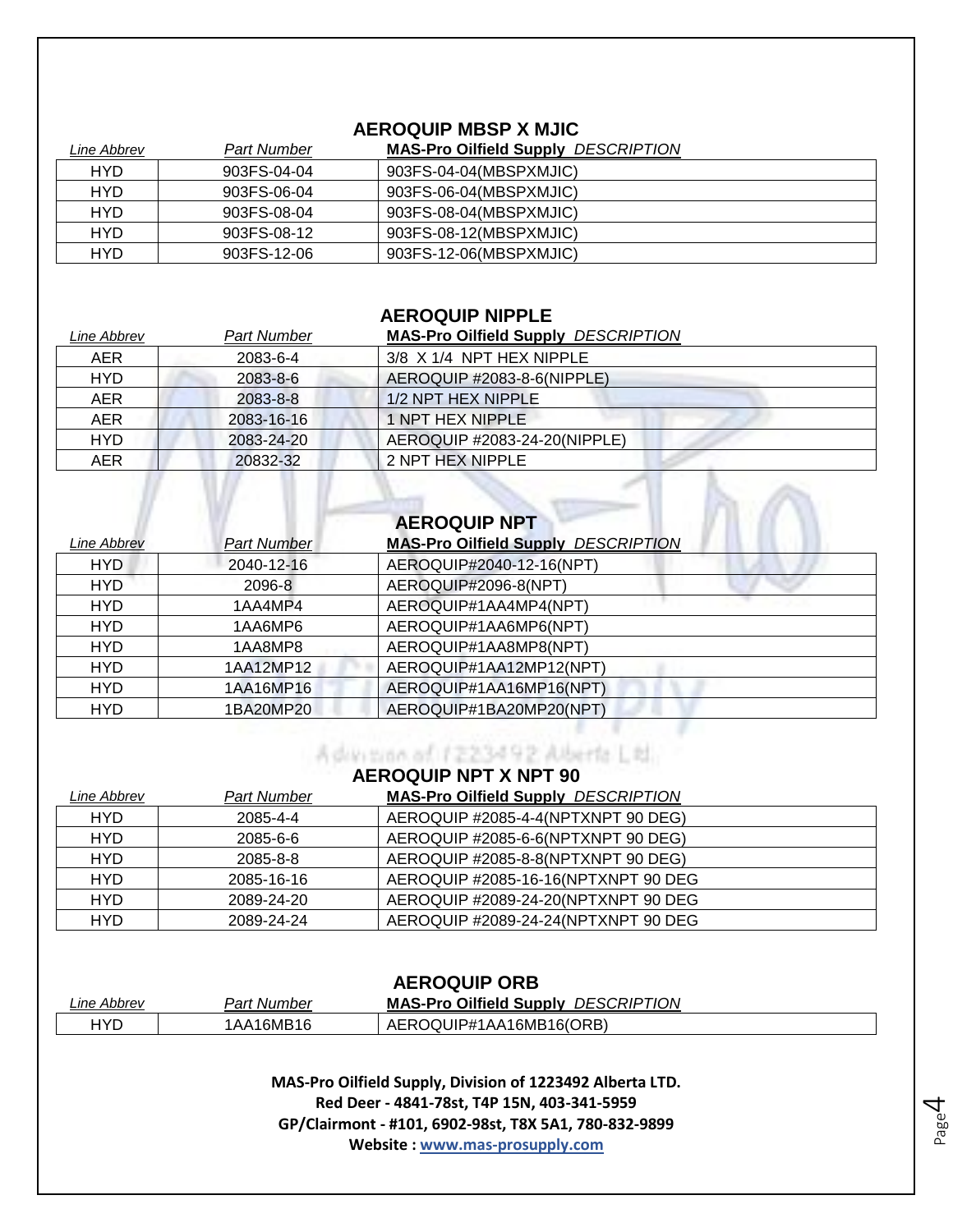## AEROQUIP MBSP X MJIC

| *Line Abbrev* | *Part Number* | **MAS-Pro Oilfield Supply** *DESCRIPTION* |
|---|---|---|
| HYD | 903FS-04-04 | 903FS-04-04(MBSPXMJIC) |
| HYD | 903FS-06-04 | 903FS-06-04(MBSPXMJIC) |
| HYD | 903FS-08-04 | 903FS-08-04(MBSPXMJIC) |
| HYD | 903FS-08-12 | 903FS-08-12(MBSPXMJIC) |
| HYD | 903FS-12-06 | 903FS-12-06(MBSPXMJIC) |

## AEROQUIP NIPPLE

| *Line Abbrev* | *Part Number* | **MAS-Pro Oilfield Supply** *DESCRIPTION* |
|---|---|---|
| AER | 2083-6-4 | 3/8 X 1/4 NPT HEX NIPPLE |
| HYD | 2083-8-6 | AEROQUIP #2083-8-6(NIPPLE) |
| AER | 2083-8-8 | 1/2 NPT HEX NIPPLE |
| AER | 2083-16-16 | 1 NPT HEX NIPPLE |
| HYD | 2083-24-20 | AEROQUIP #2083-24-20(NIPPLE) |
| AER | 20832-32 | 2 NPT HEX NIPPLE |

## AEROQUIP NPT

| *Line Abbrev* | *Part Number* | **MAS-Pro Oilfield Supply** *DESCRIPTION* |
|---|---|---|
| HYD | 2040-12-16 | AEROQUIP#2040-12-16(NPT) |
| HYD | 2096-8 | AEROQUIP#2096-8(NPT) |
| HYD | 1AA4MP4 | AEROQUIP#1AA4MP4(NPT) |
| HYD | 1AA6MP6 | AEROQUIP#1AA6MP6(NPT) |
| HYD | 1AA8MP8 | AEROQUIP#1AA8MP8(NPT) |
| HYD | 1AA12MP12 | AEROQUIP#1AA12MP12(NPT) |
| HYD | 1AA16MP16 | AEROQUIP#1AA16MP16(NPT) |
| HYD | 1BA20MP20 | AEROQUIP#1BA20MP20(NPT) |

## AEROQUIP NPT X NPT 90

| *Line Abbrev* | *Part Number* | **MAS-Pro Oilfield Supply** *DESCRIPTION* |
|---|---|---|
| HYD | 2085-4-4 | AEROQUIP #2085-4-4(NPTXNPT 90 DEG) |
| HYD | 2085-6-6 | AEROQUIP #2085-6-6(NPTXNPT 90 DEG) |
| HYD | 2085-8-8 | AEROQUIP #2085-8-8(NPTXNPT 90 DEG) |
| HYD | 2085-16-16 | AEROQUIP #2085-16-16(NPTXNPT 90 DEG |
| HYD | 2089-24-20 | AEROQUIP #2089-24-20(NPTXNPT 90 DEG |
| HYD | 2089-24-24 | AEROQUIP #2089-24-24(NPTXNPT 90 DEG |

## AEROQUIP ORB

| *Line Abbrev* | *Part Number* | **MAS-Pro Oilfield Supply** *DESCRIPTION* |
|---|---|---|
| HYD | 1AA16MB16 | AEROQUIP#1AA16MB16(ORB) |

**MAS-Pro Oilfield Supply, Division of 1223492 Alberta LTD.**
**Red Deer - 4841-78st, T4P 15N, 403-341-5959**
**GP/Clairmont - #101, 6902-98st, T8X 5A1, 780-832-9899**
**Website : www.mas-prosupply.com**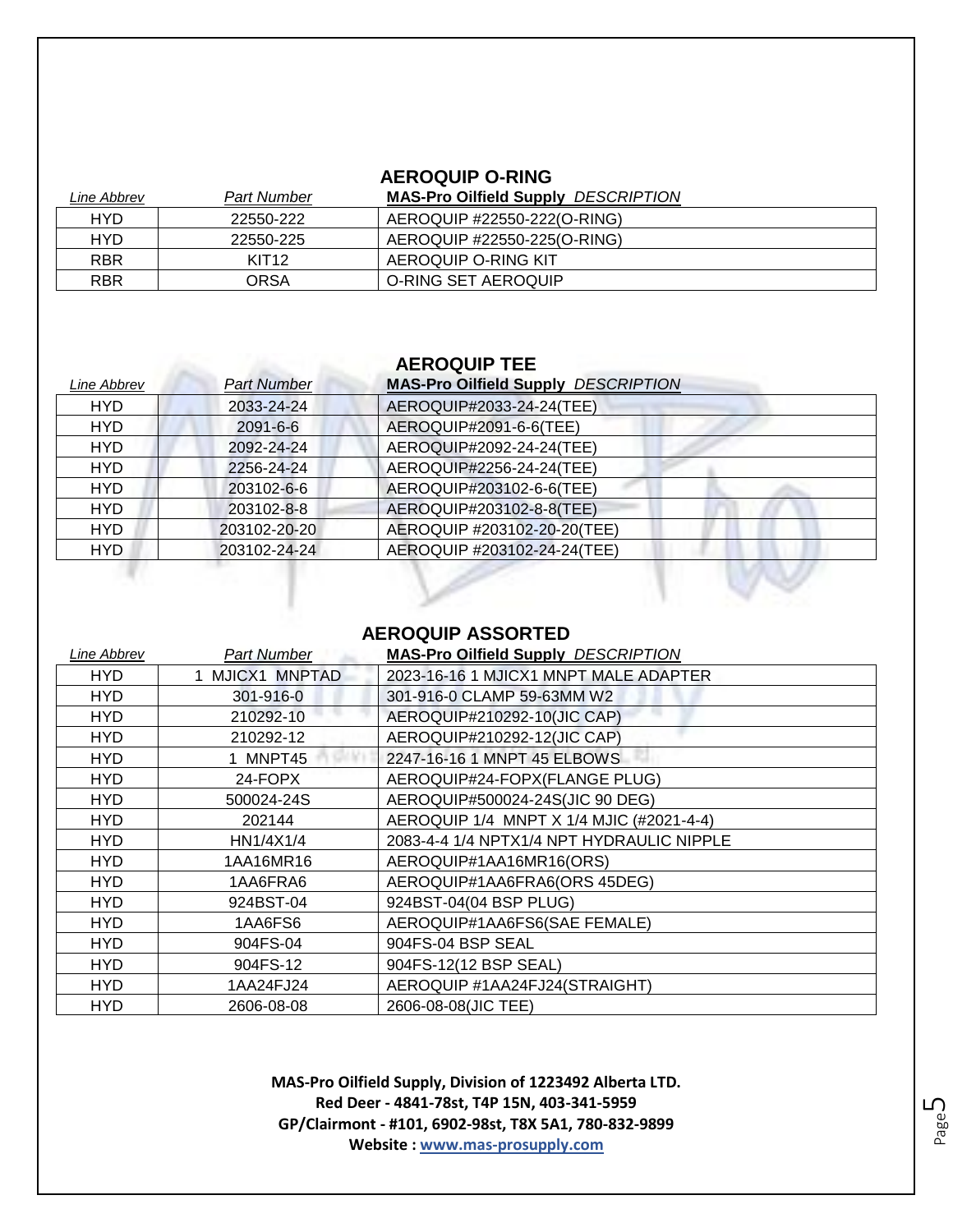## AEROQUIP O-RING

| *Line Abbrev* | *Part Number* | **MAS-Pro Oilfield Supply** *DESCRIPTION* |
|---|---|---|
| HYD | 22550-222 | AEROQUIP #22550-222(O-RING) |
| HYD | 22550-225 | AEROQUIP #22550-225(O-RING) |
| RBR | KIT12 | AEROQUIP O-RING KIT |
| RBR | ORSA | O-RING SET AEROQUIP |

## AEROQUIP TEE

| *Line Abbrev* | *Part Number* | **MAS-Pro Oilfield Supply** *DESCRIPTION* |
|---|---|---|
| HYD | 2033-24-24 | AEROQUIP#2033-24-24(TEE) |
| HYD | 2091-6-6 | AEROQUIP#2091-6-6(TEE) |
| HYD | 2092-24-24 | AEROQUIP#2092-24-24(TEE) |
| HYD | 2256-24-24 | AEROQUIP#2256-24-24(TEE) |
| HYD | 203102-6-6 | AEROQUIP#203102-6-6(TEE) |
| HYD | 203102-8-8 | AEROQUIP#203102-8-8(TEE) |
| HYD | 203102-20-20 | AEROQUIP #203102-20-20(TEE) |
| HYD | 203102-24-24 | AEROQUIP #203102-24-24(TEE) |

## AEROQUIP ASSORTED

| *Line Abbrev* | *Part Number* | **MAS-Pro Oilfield Supply** *DESCRIPTION* |
|---|---|---|
| HYD | 1 MJICX1 MNPTAD | 2023-16-16 1 MJICX1 MNPT MALE ADAPTER |
| HYD | 301-916-0 | 301-916-0 CLAMP 59-63MM W2 |
| HYD | 210292-10 | AEROQUIP#210292-10(JIC CAP) |
| HYD | 210292-12 | AEROQUIP#210292-12(JIC CAP) |
| HYD | 1 MNPT45 | 2247-16-16 1 MNPT 45 ELBOWS |
| HYD | 24-FOPX | AEROQUIP#24-FOPX(FLANGE PLUG) |
| HYD | 500024-24S | AEROQUIP#500024-24S(JIC 90 DEG) |
| HYD | 202144 | AEROQUIP 1/4 MNPT X 1/4 MJIC (#2021-4-4) |
| HYD | HN1/4X1/4 | 2083-4-4 1/4 NPTX1/4 NPT HYDRAULIC NIPPLE |
| HYD | 1AA16MR16 | AEROQUIP#1AA16MR16(ORS) |
| HYD | 1AA6FRA6 | AEROQUIP#1AA6FRA6(ORS 45DEG) |
| HYD | 924BST-04 | 924BST-04(04 BSP PLUG) |
| HYD | 1AA6FS6 | AEROQUIP#1AA6FS6(SAE FEMALE) |
| HYD | 904FS-04 | 904FS-04 BSP SEAL |
| HYD | 904FS-12 | 904FS-12(12 BSP SEAL) |
| HYD | 1AA24FJ24 | AEROQUIP #1AA24FJ24(STRAIGHT) |
| HYD | 2606-08-08 | 2606-08-08(JIC TEE) |

**MAS-Pro Oilfield Supply, Division of 1223492 Alberta LTD.**
**Red Deer - 4841-78st, T4P 15N, 403-341-5959**
**GP/Clairmont - #101, 6902-98st, T8X 5A1, 780-832-9899**
**Website : www.mas-prosupply.com**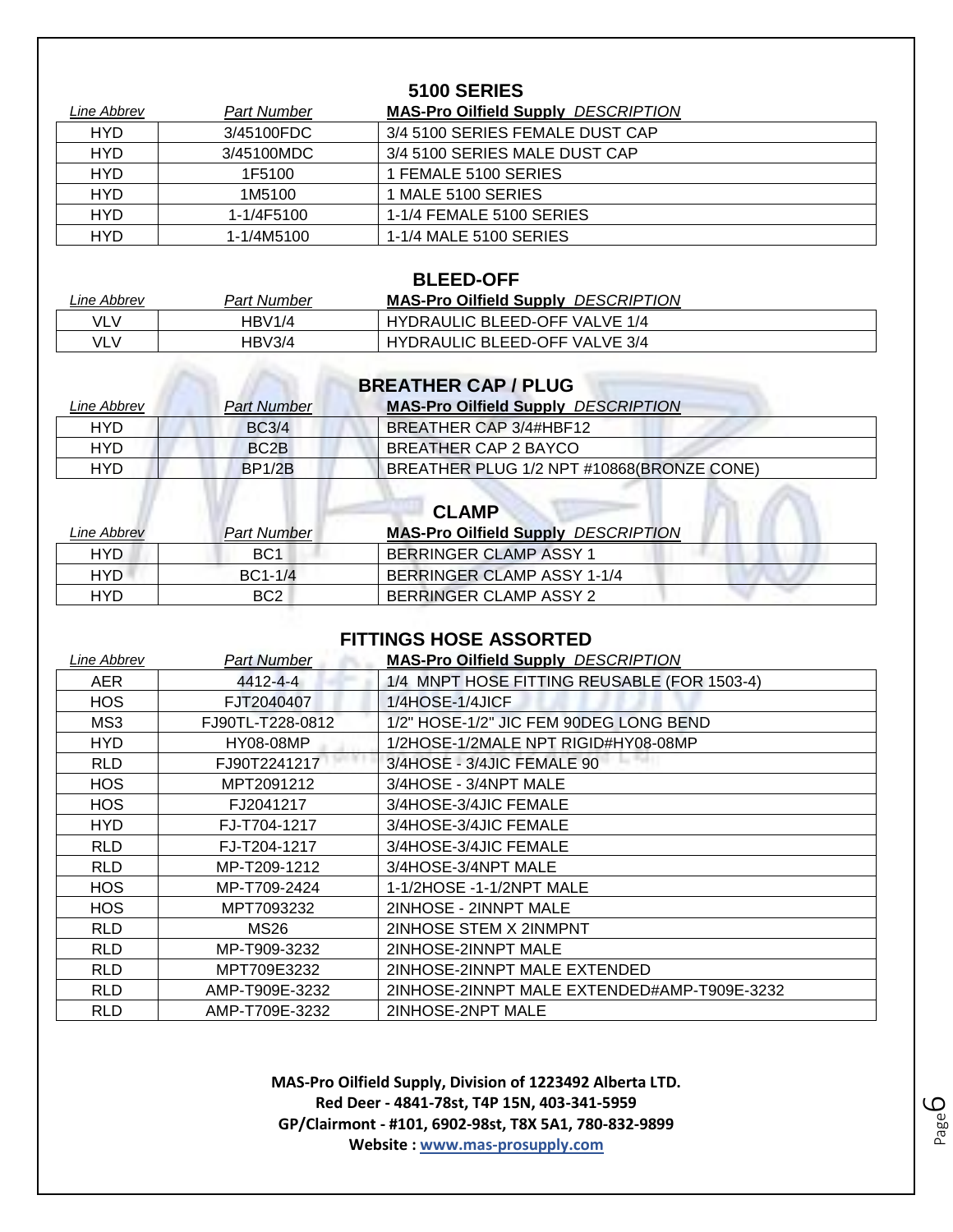## 5100 SERIES

| *Line Abbrev* | *Part Number* | **MAS-Pro Oilfield Supply** *DESCRIPTION* |
|---|---|---|
| HYD | 3/45100FDC | 3/4 5100 SERIES FEMALE DUST CAP |
| HYD | 3/45100MDC | 3/4 5100 SERIES MALE DUST CAP |
| HYD | 1F5100 | 1 FEMALE 5100 SERIES |
| HYD | 1M5100 | 1 MALE 5100 SERIES |
| HYD | 1-1/4F5100 | 1-1/4 FEMALE 5100 SERIES |
| HYD | 1-1/4M5100 | 1-1/4 MALE 5100 SERIES |

## BLEED-OFF

| *Line Abbrev* | *Part Number* | **MAS-Pro Oilfield Supply** *DESCRIPTION* |
|---|---|---|
| VLV | HBV1/4 | HYDRAULIC BLEED-OFF VALVE 1/4 |
| VLV | HBV3/4 | HYDRAULIC BLEED-OFF VALVE 3/4 |

## BREATHER CAP / PLUG

| *Line Abbrev* | *Part Number* | **MAS-Pro Oilfield Supply** *DESCRIPTION* |
|---|---|---|
| HYD | BC3/4 | BREATHER CAP 3/4#HBF12 |
| HYD | BC2B | BREATHER CAP 2 BAYCO |
| HYD | BP1/2B | BREATHER PLUG 1/2 NPT #10868(BRONZE CONE) |

## CLAMP

| *Line Abbrev* | *Part Number* | **MAS-Pro Oilfield Supply** *DESCRIPTION* |
|---|---|---|
| HYD | BC1 | BERRINGER CLAMP ASSY 1 |
| HYD | BC1-1/4 | BERRINGER CLAMP ASSY 1-1/4 |
| HYD | BC2 | BERRINGER CLAMP ASSY 2 |

## FITTINGS HOSE ASSORTED

| *Line Abbrev* | *Part Number* | **MAS-Pro Oilfield Supply** *DESCRIPTION* |
|---|---|---|
| AER | 4412-4-4 | 1/4 MNPT HOSE FITTING REUSABLE (FOR 1503-4) |
| HOS | FJT2040407 | 1/4HOSE-1/4JICF |
| MS3 | FJ90TL-T228-0812 | 1/2" HOSE-1/2" JIC FEM 90DEG LONG BEND |
| HYD | HY08-08MP | 1/2HOSE-1/2MALE NPT RIGID#HY08-08MP |
| RLD | FJ90T2241217 | 3/4HOSE - 3/4JIC FEMALE 90 |
| HOS | MPT2091212 | 3/4HOSE - 3/4NPT MALE |
| HOS | FJ2041217 | 3/4HOSE-3/4JIC FEMALE |
| HYD | FJ-T704-1217 | 3/4HOSE-3/4JIC FEMALE |
| RLD | FJ-T204-1217 | 3/4HOSE-3/4JIC FEMALE |
| RLD | MP-T209-1212 | 3/4HOSE-3/4NPT MALE |
| HOS | MP-T709-2424 | 1-1/2HOSE -1-1/2NPT MALE |
| HOS | MPT7093232 | 2INHOSE - 2INNPT MALE |
| RLD | MS26 | 2INHOSE STEM X 2INMPNT |
| RLD | MP-T909-3232 | 2INHOSE-2INNPT MALE |
| RLD | MPT709E3232 | 2INHOSE-2INNPT MALE EXTENDED |
| RLD | AMP-T909E-3232 | 2INHOSE-2INNPT MALE EXTENDED#AMP-T909E-3232 |
| RLD | AMP-T709E-3232 | 2INHOSE-2NPT MALE |

**MAS-Pro Oilfield Supply, Division of 1223492 Alberta LTD.**
**Red Deer - 4841-78st, T4P 15N, 403-341-5959**
**GP/Clairmont - #101, 6902-98st, T8X 5A1, 780-832-9899**
**Website : www.mas-prosupply.com**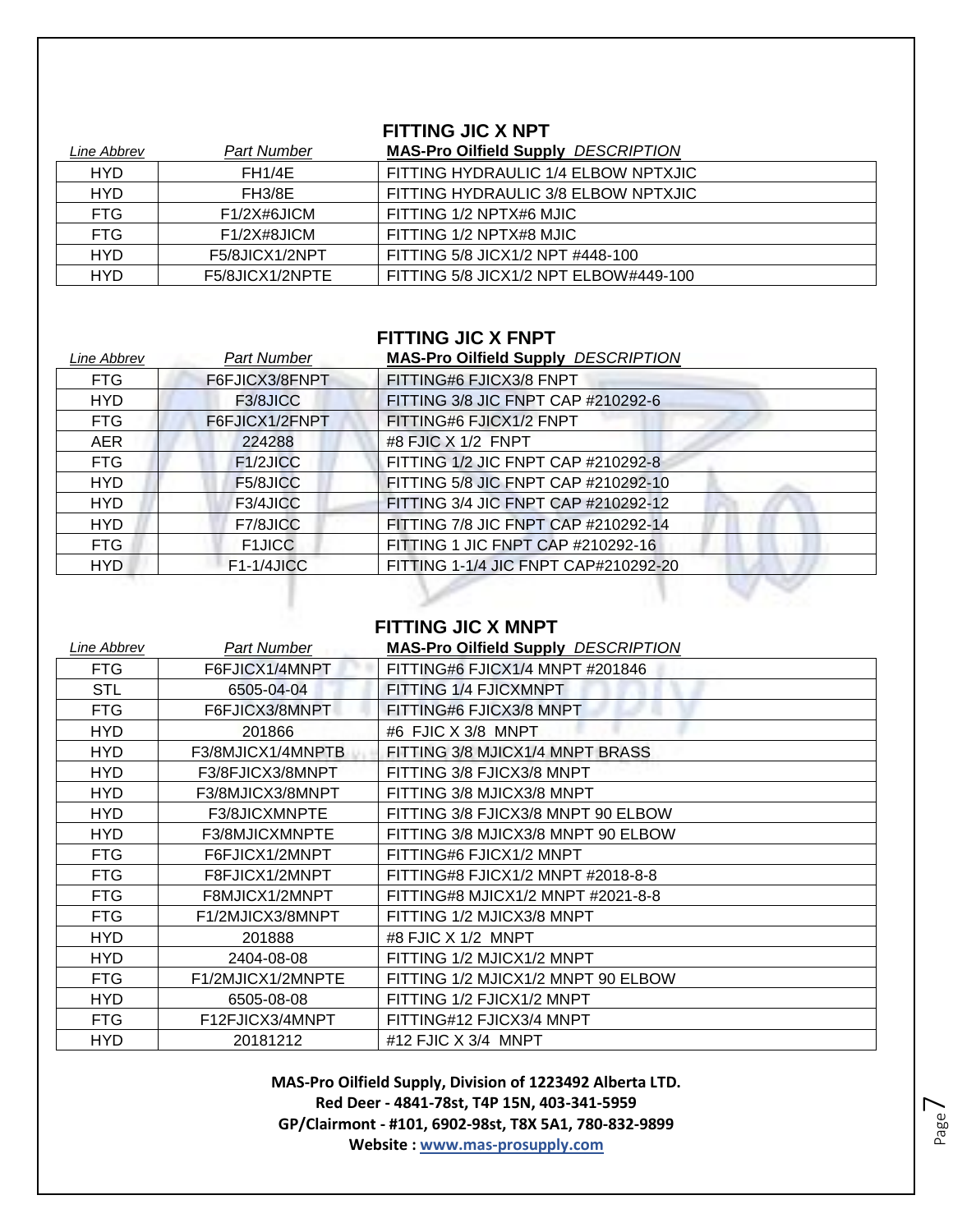## FITTING JIC X NPT

| *Line Abbrev* | *Part Number* | **MAS-Pro Oilfield Supply** ***DESCRIPTION*** |
|---|---|---|
| HYD | FH1/4E | FITTING HYDRAULIC 1/4 ELBOW NPTXJIC |
| HYD | FH3/8E | FITTING HYDRAULIC 3/8 ELBOW NPTXJIC |
| FTG | F1/2X#6JICM | FITTING 1/2 NPTX#6 MJIC |
| FTG | F1/2X#8JICM | FITTING 1/2 NPTX#8 MJIC |
| HYD | F5/8JICX1/2NPT | FITTING 5/8 JICX1/2 NPT #448-100 |
| HYD | F5/8JICX1/2NPTE | FITTING 5/8 JICX1/2 NPT ELBOW#449-100 |

## FITTING JIC X FNPT

| *Line Abbrev* | *Part Number* | **MAS-Pro Oilfield Supply** ***DESCRIPTION*** |
|---|---|---|
| FTG | F6FJICX3/8FNPT | FITTING#6 FJICX3/8 FNPT |
| HYD | F3/8JICC | FITTING 3/8 JIC FNPT CAP #210292-6 |
| FTG | F6FJICX1/2FNPT | FITTING#6 FJICX1/2 FNPT |
| AER | 224288 | #8 FJIC X 1/2 FNPT |
| FTG | F1/2JICC | FITTING 1/2 JIC FNPT CAP #210292-8 |
| HYD | F5/8JICC | FITTING 5/8 JIC FNPT CAP #210292-10 |
| HYD | F3/4JICC | FITTING 3/4 JIC FNPT CAP #210292-12 |
| HYD | F7/8JICC | FITTING 7/8 JIC FNPT CAP #210292-14 |
| FTG | F1JICC | FITTING 1 JIC FNPT CAP #210292-16 |
| HYD | F1-1/4JICC | FITTING 1-1/4 JIC FNPT CAP#210292-20 |

## FITTING JIC X MNPT

| *Line Abbrev* | *Part Number* | **MAS-Pro Oilfield Supply** ***DESCRIPTION*** |
|---|---|---|
| FTG | F6FJICX1/4MNPT | FITTING#6 FJICX1/4 MNPT #201846 |
| STL | 6505-04-04 | FITTING 1/4 FJICXMNPT |
| FTG | F6FJICX3/8MNPT | FITTING#6 FJICX3/8 MNPT |
| HYD | 201866 | #6 FJIC X 3/8 MNPT |
| HYD | F3/8MJICX1/4MNPTB | FITTING 3/8 MJICX1/4 MNPT BRASS |
| HYD | F3/8FJICX3/8MNPT | FITTING 3/8 FJICX3/8 MNPT |
| HYD | F3/8MJICX3/8MNPT | FITTING 3/8 MJICX3/8 MNPT |
| HYD | F3/8JICXMNPTE | FITTING 3/8 FJICX3/8 MNPT 90 ELBOW |
| HYD | F3/8MJICXMNPTE | FITTING 3/8 MJICX3/8 MNPT 90 ELBOW |
| FTG | F6FJICX1/2MNPT | FITTING#6 FJICX1/2 MNPT |
| FTG | F8FJICX1/2MNPT | FITTING#8 FJICX1/2 MNPT #2018-8-8 |
| FTG | F8MJICX1/2MNPT | FITTING#8 MJICX1/2 MNPT #2021-8-8 |
| FTG | F1/2MJICX3/8MNPT | FITTING 1/2 MJICX3/8 MNPT |
| HYD | 201888 | #8 FJIC X 1/2 MNPT |
| HYD | 2404-08-08 | FITTING 1/2 MJICX1/2 MNPT |
| FTG | F1/2MJICX1/2MNPTE | FITTING 1/2 MJICX1/2 MNPT 90 ELBOW |
| HYD | 6505-08-08 | FITTING 1/2 FJICX1/2 MNPT |
| FTG | F12FJICX3/4MNPT | FITTING#12 FJICX3/4 MNPT |
| HYD | 20181212 | #12 FJIC X 3/4 MNPT |

**MAS-Pro Oilfield Supply, Division of 1223492 Alberta LTD.**
**Red Deer - 4841-78st, T4P 15N, 403-341-5959**
**GP/Clairmont - #101, 6902-98st, T8X 5A1, 780-832-9899**
**Website : [www.mas-prosupply.com](http://www.mas-prosupply.com)**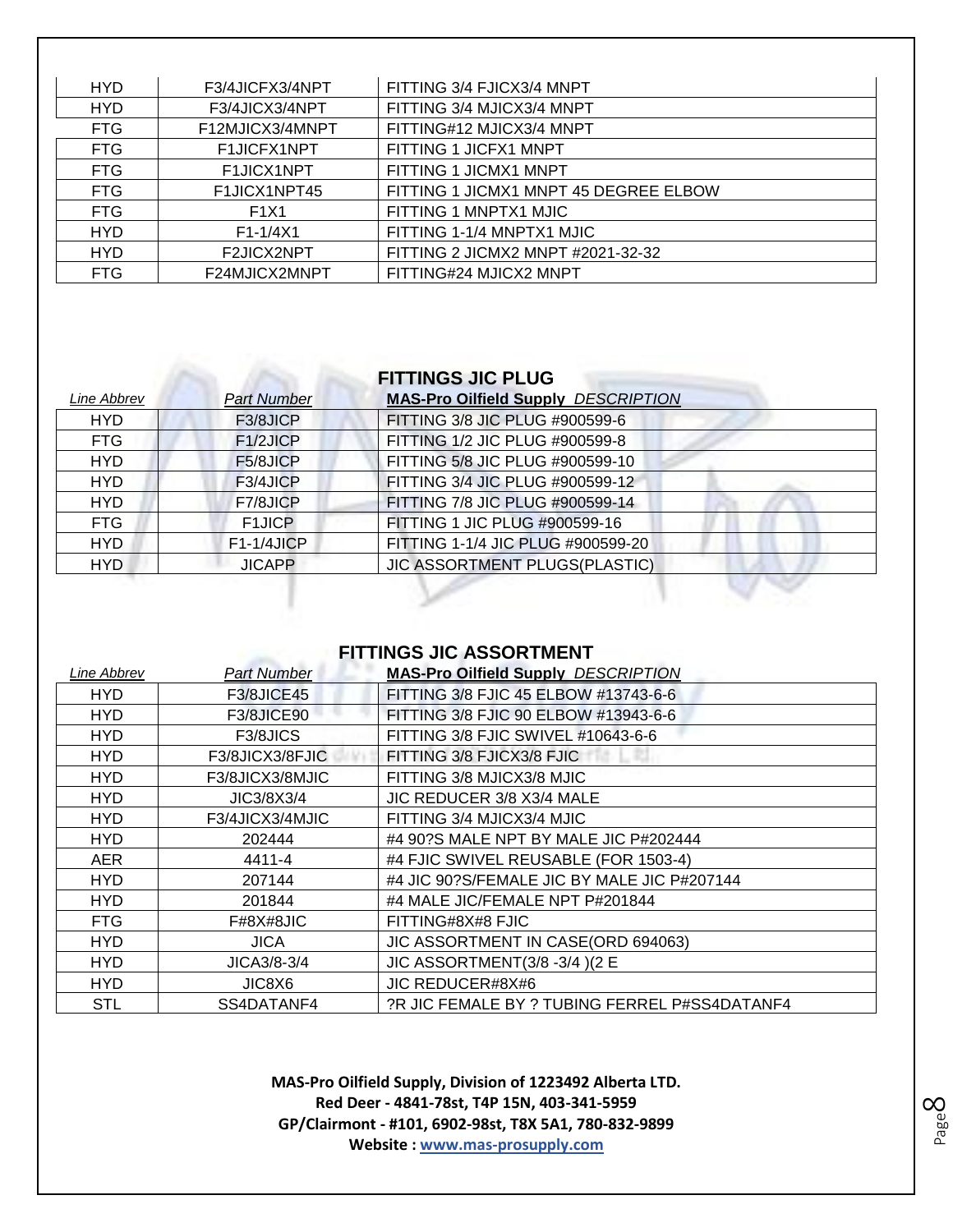| | | |
|---|---|---|
| HYD | F3/4JICFX3/4NPT | FITTING 3/4 FJICX3/4 MNPT |
| HYD | F3/4JICX3/4NPT | FITTING 3/4 MJICX3/4 MNPT |
| FTG | F12MJICX3/4MNPT | FITTING#12 MJICX3/4 MNPT |
| FTG | F1JICFX1NPT | FITTING 1 JICFX1 MNPT |
| FTG | F1JICX1NPT | FITTING 1 JICMX1 MNPT |
| FTG | F1JICX1NPT45 | FITTING 1 JICMX1 MNPT 45 DEGREE ELBOW |
| FTG | F1X1 | FITTING 1 MNPTX1 MJIC |
| HYD | F1-1/4X1 | FITTING 1-1/4 MNPTX1 MJIC |
| HYD | F2JICX2NPT | FITTING 2 JICMX2 MNPT #2021-32-32 |
| FTG | F24MJICX2MNPT | FITTING#24 MJICX2 MNPT |

## FITTINGS JIC PLUG

| *Line Abbrev* | *Part Number* | **MAS-Pro Oilfield Supply** ***DESCRIPTION*** |
|---|---|---|
| HYD | F3/8JICP | FITTING 3/8 JIC PLUG #900599-6 |
| FTG | F1/2JICP | FITTING 1/2 JIC PLUG #900599-8 |
| HYD | F5/8JICP | FITTING 5/8 JIC PLUG #900599-10 |
| HYD | F3/4JICP | FITTING 3/4 JIC PLUG #900599-12 |
| HYD | F7/8JICP | FITTING 7/8 JIC PLUG #900599-14 |
| FTG | F1JICP | FITTING 1 JIC PLUG #900599-16 |
| HYD | F1-1/4JICP | FITTING 1-1/4 JIC PLUG #900599-20 |
| HYD | JICAPP | JIC ASSORTMENT PLUGS(PLASTIC) |

## FITTINGS JIC ASSORTMENT

| *Line Abbrev* | *Part Number* | **MAS-Pro Oilfield Supply** ***DESCRIPTION*** |
|---|---|---|
| HYD | F3/8JICE45 | FITTING 3/8 FJIC 45 ELBOW #13743-6-6 |
| HYD | F3/8JICE90 | FITTING 3/8 FJIC 90 ELBOW #13943-6-6 |
| HYD | F3/8JICS | FITTING 3/8 FJIC SWIVEL #10643-6-6 |
| HYD | F3/8JICX3/8FJIC | FITTING 3/8 FJICX3/8 FJIC |
| HYD | F3/8JICX3/8MJIC | FITTING 3/8 MJICX3/8 MJIC |
| HYD | JIC3/8X3/4 | JIC REDUCER 3/8 X3/4 MALE |
| HYD | F3/4JICX3/4MJIC | FITTING 3/4 MJICX3/4 MJIC |
| HYD | 202444 | #4 90?S MALE NPT BY MALE JIC P#202444 |
| AER | 4411-4 | #4 FJIC SWIVEL REUSABLE (FOR 1503-4) |
| HYD | 207144 | #4 JIC 90?S/FEMALE JIC BY MALE JIC P#207144 |
| HYD | 201844 | #4 MALE JIC/FEMALE NPT P#201844 |
| FTG | F#8X#8JIC | FITTING#8X#8 FJIC |
| HYD | JICA | JIC ASSORTMENT IN CASE(ORD 694063) |
| HYD | JICA3/8-3/4 | JIC ASSORTMENT(3/8 -3/4 )(2 E |
| HYD | JIC8X6 | JIC REDUCER#8X#6 |
| STL | SS4DATANF4 | ?R JIC FEMALE BY ? TUBING FERREL P#SS4DATANF4 |

**MAS-Pro Oilfield Supply, Division of 1223492 Alberta LTD.**
**Red Deer - 4841-78st, T4P 15N, 403-341-5959**
**GP/Clairmont - #101, 6902-98st, T8X 5A1, 780-832-9899**
**Website : www.mas-prosupply.com**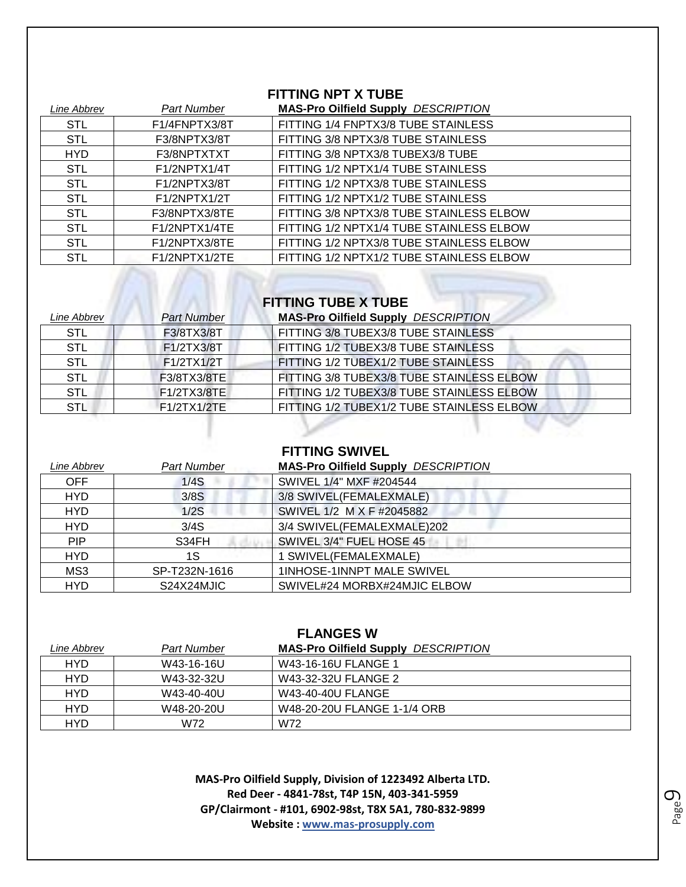## FITTING NPT X TUBE

| *Line Abbrev* | *Part Number* | **MAS-Pro Oilfield Supply** ***DESCRIPTION*** |
|---|---|---|
| STL | F1/4FNPTX3/8T | FITTING 1/4 FNPTX3/8 TUBE STAINLESS |
| STL | F3/8NPTX3/8T | FITTING 3/8 NPTX3/8 TUBE STAINLESS |
| HYD | F3/8NPTXTXT | FITTING 3/8 NPTX3/8 TUBEX3/8 TUBE |
| STL | F1/2NPTX1/4T | FITTING 1/2 NPTX1/4 TUBE STAINLESS |
| STL | F1/2NPTX3/8T | FITTING 1/2 NPTX3/8 TUBE STAINLESS |
| STL | F1/2NPTX1/2T | FITTING 1/2 NPTX1/2 TUBE STAINLESS |
| STL | F3/8NPTX3/8TE | FITTING 3/8 NPTX3/8 TUBE STAINLESS ELBOW |
| STL | F1/2NPTX1/4TE | FITTING 1/2 NPTX1/4 TUBE STAINLESS ELBOW |
| STL | F1/2NPTX3/8TE | FITTING 1/2 NPTX3/8 TUBE STAINLESS ELBOW |
| STL | F1/2NPTX1/2TE | FITTING 1/2 NPTX1/2 TUBE STAINLESS ELBOW |

## FITTING TUBE X TUBE

| *Line Abbrev* | *Part Number* | **MAS-Pro Oilfield Supply** ***DESCRIPTION*** |
|---|---|---|
| STL | F3/8TX3/8T | FITTING 3/8 TUBEX3/8 TUBE STAINLESS |
| STL | F1/2TX3/8T | FITTING 1/2 TUBEX3/8 TUBE STAINLESS |
| STL | F1/2TX1/2T | FITTING 1/2 TUBEX1/2 TUBE STAINLESS |
| STL | F3/8TX3/8TE | FITTING 3/8 TUBEX3/8 TUBE STAINLESS ELBOW |
| STL | F1/2TX3/8TE | FITTING 1/2 TUBEX3/8 TUBE STAINLESS ELBOW |
| STL | F1/2TX1/2TE | FITTING 1/2 TUBEX1/2 TUBE STAINLESS ELBOW |

## FITTING SWIVEL

| *Line Abbrev* | *Part Number* | **MAS-Pro Oilfield Supply** ***DESCRIPTION*** |
|---|---|---|
| OFF | 1/4S | SWIVEL 1/4" MXF #204544 |
| HYD | 3/8S | 3/8 SWIVEL(FEMALEXMALE) |
| HYD | 1/2S | SWIVEL 1/2 M X F #2045882 |
| HYD | 3/4S | 3/4 SWIVEL(FEMALEXMALE)202 |
| PIP | S34FH | SWIVEL 3/4" FUEL HOSE 45 |
| HYD | 1S | 1 SWIVEL(FEMALEXMALE) |
| MS3 | SP-T232N-1616 | 1INHOSE-1INNPT MALE SWIVEL |
| HYD | S24X24MJIC | SWIVEL#24 MORBX#24MJIC ELBOW |

## FLANGES W

| *Line Abbrev* | *Part Number* | **MAS-Pro Oilfield Supply** ***DESCRIPTION*** |
|---|---|---|
| HYD | W43-16-16U | W43-16-16U FLANGE 1 |
| HYD | W43-32-32U | W43-32-32U FLANGE 2 |
| HYD | W43-40-40U | W43-40-40U FLANGE |
| HYD | W48-20-20U | W48-20-20U FLANGE 1-1/4 ORB |
| HYD | W72 | W72 |

**MAS-Pro Oilfield Supply, Division of 1223492 Alberta LTD.**
**Red Deer - 4841-78st, T4P 15N, 403-341-5959**
**GP/Clairmont - #101, 6902-98st, T8X 5A1, 780-832-9899**
**Website : www.mas-prosupply.com**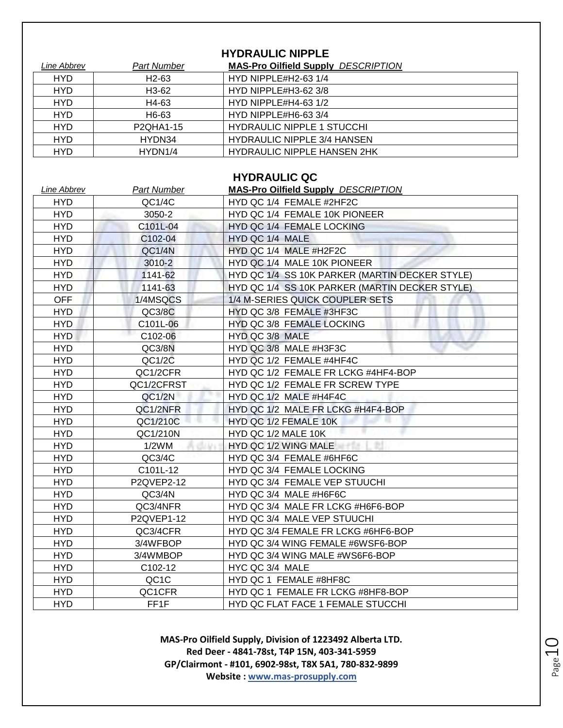## HYDRAULIC NIPPLE

| *Line Abbrev* | *Part Number* | **MAS-Pro Oilfield Supply** *DESCRIPTION* |
|---|---|---|
| HYD | H2-63 | HYD NIPPLE#H2-63 1/4 |
| HYD | H3-62 | HYD NIPPLE#H3-62 3/8 |
| HYD | H4-63 | HYD NIPPLE#H4-63 1/2 |
| HYD | H6-63 | HYD NIPPLE#H6-63 3/4 |
| HYD | P2QHA1-15 | HYDRAULIC NIPPLE 1 STUCCHI |
| HYD | HYDN34 | HYDRAULIC NIPPLE 3/4 HANSEN |
| HYD | HYDN1/4 | HYDRAULIC NIPPLE HANSEN 2HK |

## HYDRAULIC QC

| *Line Abbrev* | *Part Number* | **MAS-Pro Oilfield Supply** *DESCRIPTION* |
|---|---|---|
| HYD | QC1/4C | HYD QC 1/4 FEMALE #2HF2C |
| HYD | 3050-2 | HYD QC 1/4 FEMALE 10K PIONEER |
| HYD | C101L-04 | HYD QC 1/4 FEMALE LOCKING |
| HYD | C102-04 | HYD QC 1/4 MALE |
| HYD | QC1/4N | HYD QC 1/4 MALE #H2F2C |
| HYD | 3010-2 | HYD QC 1/4 MALE 10K PIONEER |
| HYD | 1141-62 | HYD QC 1/4 SS 10K PARKER (MARTIN DECKER STYLE) |
| HYD | 1141-63 | HYD QC 1/4 SS 10K PARKER (MARTIN DECKER STYLE) |
| OFF | 1/4MSQCS | 1/4 M-SERIES QUICK COUPLER SETS |
| HYD | QC3/8C | HYD QC 3/8 FEMALE #3HF3C |
| HYD | C101L-06 | HYD QC 3/8 FEMALE LOCKING |
| HYD | C102-06 | HYD QC 3/8 MALE |
| HYD | QC3/8N | HYD QC 3/8 MALE #H3F3C |
| HYD | QC1/2C | HYD QC 1/2 FEMALE #4HF4C |
| HYD | QC1/2CFR | HYD QC 1/2 FEMALE FR LCKG #4HF4-BOP |
| HYD | QC1/2CFRST | HYD QC 1/2 FEMALE FR SCREW TYPE |
| HYD | QC1/2N | HYD QC 1/2 MALE #H4F4C |
| HYD | QC1/2NFR | HYD QC 1/2 MALE FR LCKG #H4F4-BOP |
| HYD | QC1/210C | HYD QC 1/2 FEMALE 10K |
| HYD | QC1/210N | HYD QC 1/2 MALE 10K |
| HYD | 1/2WM | HYD QC 1/2 WING MALE |
| HYD | QC3/4C | HYD QC 3/4 FEMALE #6HF6C |
| HYD | C101L-12 | HYD QC 3/4 FEMALE LOCKING |
| HYD | P2QVEP2-12 | HYD QC 3/4 FEMALE VEP STUUCHI |
| HYD | QC3/4N | HYD QC 3/4 MALE #H6F6C |
| HYD | QC3/4NFR | HYD QC 3/4 MALE FR LCKG #H6F6-BOP |
| HYD | P2QVEP1-12 | HYD QC 3/4 MALE VEP STUUCHI |
| HYD | QC3/4CFR | HYD QC 3/4 FEMALE FR LCKG #6HF6-BOP |
| HYD | 3/4WFBOP | HYD QC 3/4 WING FEMALE #6WSF6-BOP |
| HYD | 3/4WMBOP | HYD QC 3/4 WING MALE #WS6F6-BOP |
| HYD | C102-12 | HYC QC 3/4 MALE |
| HYD | QC1C | HYD QC 1 FEMALE #8HF8C |
| HYD | QC1CFR | HYD QC 1 FEMALE FR LCKG #8HF8-BOP |
| HYD | FF1F | HYD QC FLAT FACE 1 FEMALE STUCCHI |

**MAS-Pro Oilfield Supply, Division of 1223492 Alberta LTD.**
**Red Deer - 4841-78st, T4P 15N, 403-341-5959**
**GP/Clairmont - #101, 6902-98st, T8X 5A1, 780-832-9899**
**Website : www.mas-prosupply.com**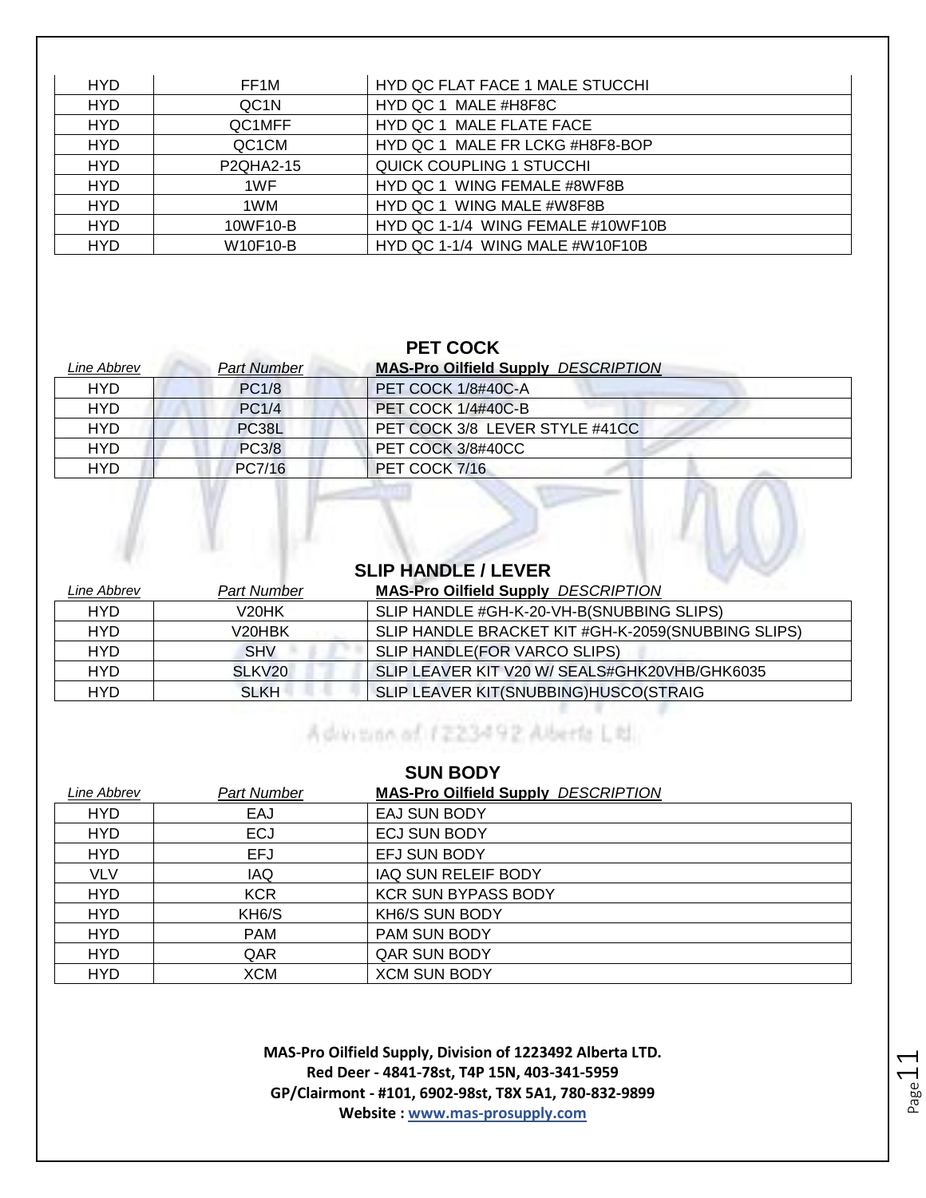| HYD | FF1M | HYD QC FLAT FACE 1 MALE STUCCHI |
|---|---|---|
| HYD | QC1N | HYD QC 1 MALE #H8F8C |
| HYD | QC1MFF | HYD QC 1 MALE FLATE FACE |
| HYD | QC1CM | HYD QC 1 MALE FR LCKG #H8F8-BOP |
| HYD | P2QHA2-15 | QUICK COUPLING 1 STUCCHI |
| HYD | 1WF | HYD QC 1 WING FEMALE #8WF8B |
| HYD | 1WM | HYD QC 1 WING MALE #W8F8B |
| HYD | 10WF10-B | HYD QC 1-1/4 WING FEMALE #10WF10B |
| HYD | W10F10-B | HYD QC 1-1/4 WING MALE #W10F10B |

## PET COCK

| *Line Abbrev* | *Part Number* | **MAS-Pro Oilfield Supply** *DESCRIPTION* |
|---|---|---|
| HYD | PC1/8 | PET COCK 1/8#40C-A |
| HYD | PC1/4 | PET COCK 1/4#40C-B |
| HYD | PC38L | PET COCK 3/8 LEVER STYLE #41CC |
| HYD | PC3/8 | PET COCK 3/8#40CC |
| HYD | PC7/16 | PET COCK 7/16 |

## SLIP HANDLE / LEVER

| *Line Abbrev* | *Part Number* | **MAS-Pro Oilfield Supply** *DESCRIPTION* |
|---|---|---|
| HYD | V20HK | SLIP HANDLE #GH-K-20-VH-B(SNUBBING SLIPS) |
| HYD | V20HBK | SLIP HANDLE BRACKET KIT #GH-K-2059(SNUBBING SLIPS) |
| HYD | SHV | SLIP HANDLE(FOR VARCO SLIPS) |
| HYD | SLKV20 | SLIP LEAVER KIT V20 W/ SEALS#GHK20VHB/GHK6035 |
| HYD | SLKH | SLIP LEAVER KIT(SNUBBING)HUSCO(STRAIG |

## SUN BODY

| *Line Abbrev* | *Part Number* | **MAS-Pro Oilfield Supply** *DESCRIPTION* |
|---|---|---|
| HYD | EAJ | EAJ SUN BODY |
| HYD | ECJ | ECJ SUN BODY |
| HYD | EFJ | EFJ SUN BODY |
| VLV | IAQ | IAQ SUN RELEIF BODY |
| HYD | KCR | KCR SUN BYPASS BODY |
| HYD | KH6/S | KH6/S SUN BODY |
| HYD | PAM | PAM SUN BODY |
| HYD | QAR | QAR SUN BODY |
| HYD | XCM | XCM SUN BODY |

**MAS-Pro Oilfield Supply, Division of 1223492 Alberta LTD.**
**Red Deer - 4841-78st, T4P 15N, 403-341-5959**
**GP/Clairmont - #101, 6902-98st, T8X 5A1, 780-832-9899**
**Website : www.mas-prosupply.com**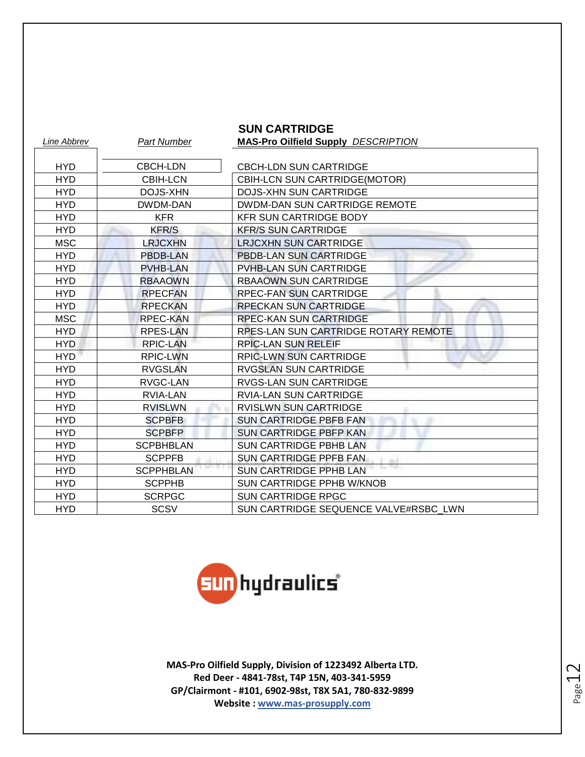## SUN CARTRIDGE

| *Line Abbrev* | *Part Number* | **MAS-Pro Oilfield Supply** *DESCRIPTION* |
|---|---|---|
| HYD | CBCH-LDN | CBCH-LDN SUN CARTRIDGE |
| HYD | CBIH-LCN | CBIH-LCN SUN CARTRIDGE(MOTOR) |
| HYD | DOJS-XHN | DOJS-XHN SUN CARTRIDGE |
| HYD | DWDM-DAN | DWDM-DAN SUN CARTRIDGE REMOTE |
| HYD | KFR | KFR SUN CARTRIDGE BODY |
| HYD | KFR/S | KFR/S SUN CARTRIDGE |
| MSC | LRJCXHN | LRJCXHN SUN CARTRIDGE |
| HYD | PBDB-LAN | PBDB-LAN SUN CARTRIDGE |
| HYD | PVHB-LAN | PVHB-LAN SUN CARTRIDGE |
| HYD | RBAAOWN | RBAAOWN SUN CARTRIDGE |
| HYD | RPECFAN | RPEC-FAN SUN CARTRIDGE |
| HYD | RPECKAN | RPECKAN SUN CARTRIDGE |
| MSC | RPEC-KAN | RPEC-KAN SUN CARTRIDGE |
| HYD | RPES-LAN | RPES-LAN SUN CARTRIDGE ROTARY REMOTE |
| HYD | RPIC-LAN | RPIC-LAN SUN RELEIF |
| HYD | RPIC-LWN | RPIC-LWN SUN CARTRIDGE |
| HYD | RVGSLAN | RVGSLAN SUN CARTRIDGE |
| HYD | RVGC-LAN | RVGS-LAN SUN CARTRIDGE |
| HYD | RVIA-LAN | RVIA-LAN SUN CARTRIDGE |
| HYD | RVISLWN | RVISLWN SUN CARTRIDGE |
| HYD | SCPBFB | SUN CARTRIDGE PBFB FAN |
| HYD | SCPBFP | SUN CARTRIDGE PBFP KAN |
| HYD | SCPBHBLAN | SUN CARTRIDGE PBHB LAN |
| HYD | SCPPFB | SUN CARTRIDGE PPFB FAN |
| HYD | SCPPHBLAN | SUN CARTRIDGE PPHB LAN |
| HYD | SCPPHB | SUN CARTRIDGE PPHB W/KNOB |
| HYD | SCRPGC | SUN CARTRIDGE RPGC |
| HYD | SCSV | SUN CARTRIDGE SEQUENCE VALVE#RSBC_LWN |

sun hydraulics®

**MAS-Pro Oilfield Supply, Division of 1223492 Alberta LTD.**
**Red Deer - 4841-78st, T4P 15N, 403-341-5959**
**GP/Clairmont - #101, 6902-98st, T8X 5A1, 780-832-9899**
**Website : www.mas-prosupply.com**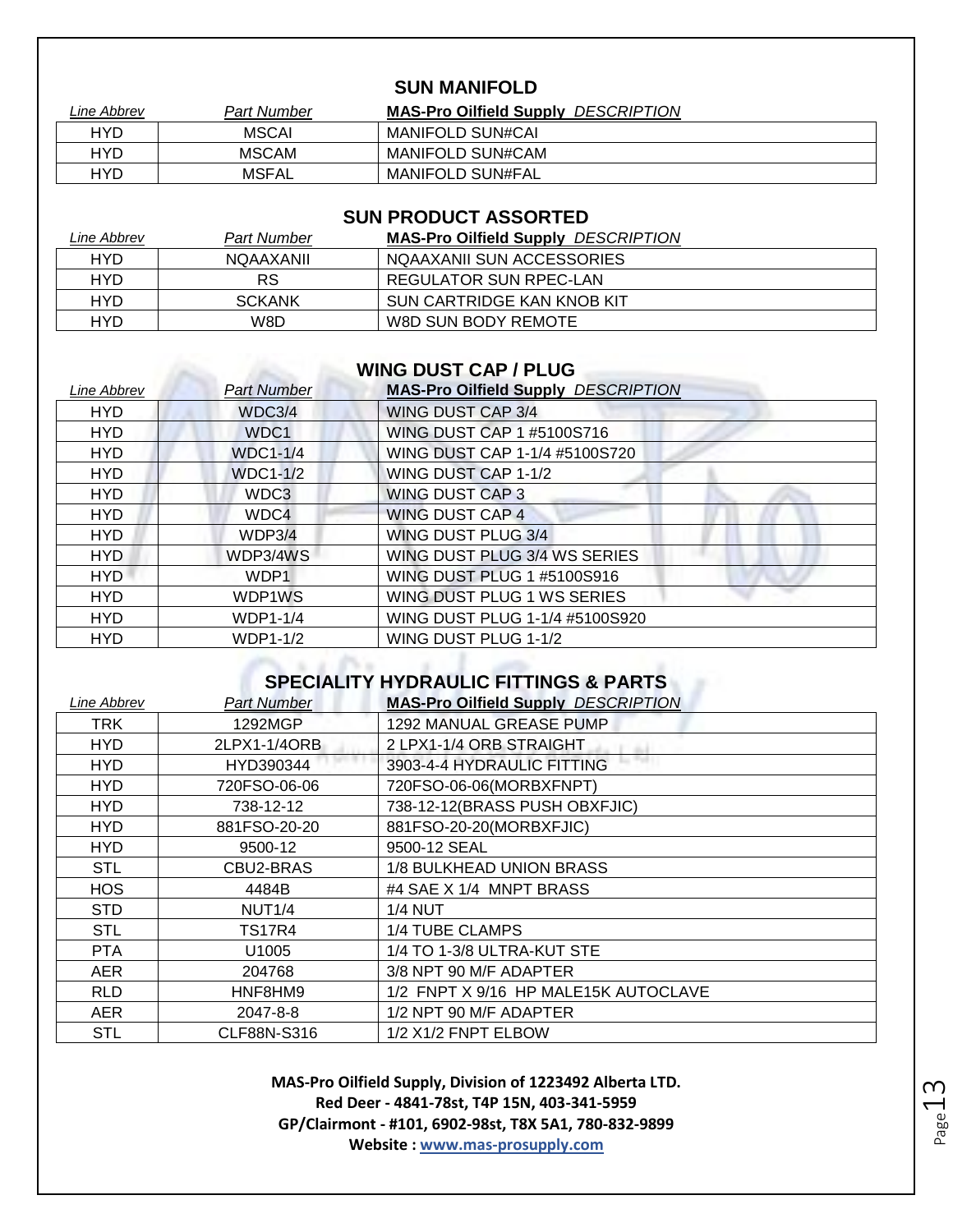## SUN MANIFOLD

| *Line Abbrev* | *Part Number* | **MAS-Pro Oilfield Supply** *DESCRIPTION* |
|---|---|---|
| HYD | MSCAI | MANIFOLD SUN#CAI |
| HYD | MSCAM | MANIFOLD SUN#CAM |
| HYD | MSFAL | MANIFOLD SUN#FAL |

## SUN PRODUCT ASSORTED

| *Line Abbrev* | *Part Number* | **MAS-Pro Oilfield Supply** *DESCRIPTION* |
|---|---|---|
| HYD | NQAAXANII | NQAAXANII SUN ACCESSORIES |
| HYD | RS | REGULATOR SUN RPEC-LAN |
| HYD | SCKANK | SUN CARTRIDGE KAN KNOB KIT |
| HYD | W8D | W8D SUN BODY REMOTE |

## WING DUST CAP / PLUG

| *Line Abbrev* | *Part Number* | **MAS-Pro Oilfield Supply** *DESCRIPTION* |
|---|---|---|
| HYD | WDC3/4 | WING DUST CAP 3/4 |
| HYD | WDC1 | WING DUST CAP 1 #5100S716 |
| HYD | WDC1-1/4 | WING DUST CAP 1-1/4 #5100S720 |
| HYD | WDC1-1/2 | WING DUST CAP 1-1/2 |
| HYD | WDC3 | WING DUST CAP 3 |
| HYD | WDC4 | WING DUST CAP 4 |
| HYD | WDP3/4 | WING DUST PLUG 3/4 |
| HYD | WDP3/4WS | WING DUST PLUG 3/4 WS SERIES |
| HYD | WDP1 | WING DUST PLUG 1 #5100S916 |
| HYD | WDP1WS | WING DUST PLUG 1 WS SERIES |
| HYD | WDP1-1/4 | WING DUST PLUG 1-1/4 #5100S920 |
| HYD | WDP1-1/2 | WING DUST PLUG 1-1/2 |

## SPECIALITY HYDRAULIC FITTINGS & PARTS

| *Line Abbrev* | *Part Number* | **MAS-Pro Oilfield Supply** *DESCRIPTION* |
|---|---|---|
| TRK | 1292MGP | 1292 MANUAL GREASE PUMP |
| HYD | 2LPX1-1/4ORB | 2 LPX1-1/4 ORB STRAIGHT |
| HYD | HYD390344 | 3903-4-4 HYDRAULIC FITTING |
| HYD | 720FSO-06-06 | 720FSO-06-06(MORBXFNPT) |
| HYD | 738-12-12 | 738-12-12(BRASS PUSH OBXFJIC) |
| HYD | 881FSO-20-20 | 881FSO-20-20(MORBXFJIC) |
| HYD | 9500-12 | 9500-12 SEAL |
| STL | CBU2-BRAS | 1/8 BULKHEAD UNION BRASS |
| HOS | 4484B | #4 SAE X 1/4 MNPT BRASS |
| STD | NUT1/4 | 1/4 NUT |
| STL | TS17R4 | 1/4 TUBE CLAMPS |
| PTA | U1005 | 1/4 TO 1-3/8 ULTRA-KUT STE |
| AER | 204768 | 3/8 NPT 90 M/F ADAPTER |
| RLD | HNF8HM9 | 1/2 FNPT X 9/16 HP MALE15K AUTOCLAVE |
| AER | 2047-8-8 | 1/2 NPT 90 M/F ADAPTER |
| STL | CLF88N-S316 | 1/2 X1/2 FNPT ELBOW |

**MAS-Pro Oilfield Supply, Division of 1223492 Alberta LTD.**
**Red Deer - 4841-78st, T4P 15N, 403-341-5959**
**GP/Clairmont - #101, 6902-98st, T8X 5A1, 780-832-9899**
**Website : www.mas-prosupply.com**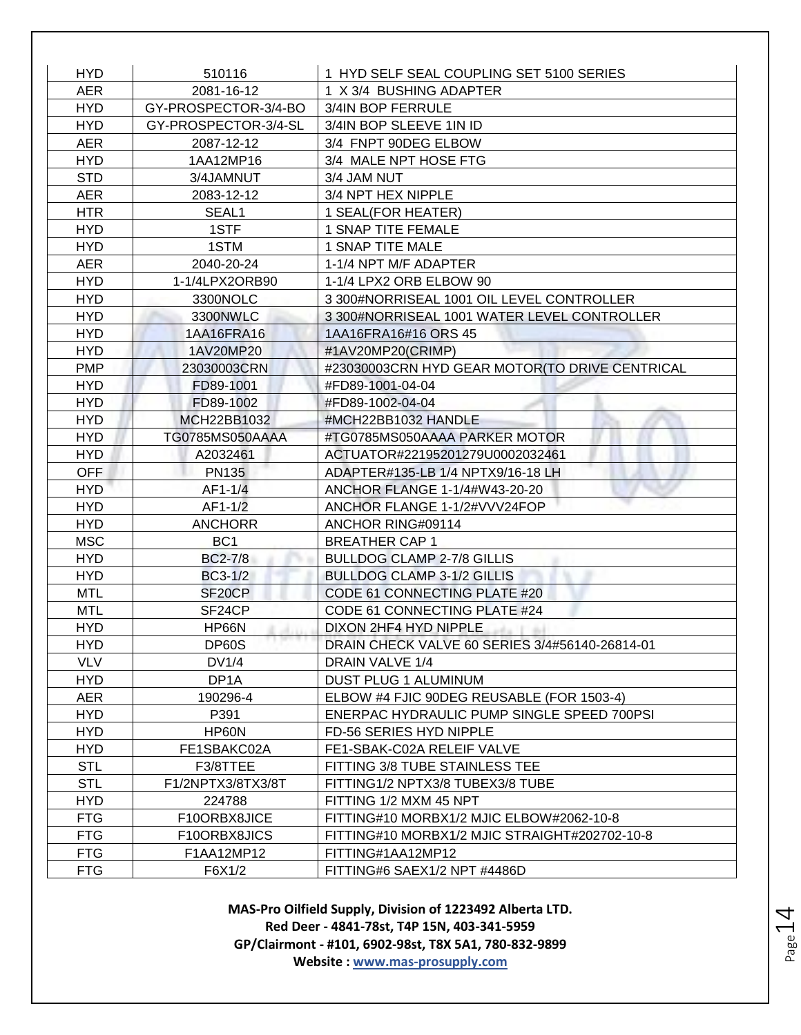| | | |
|---|---|---|
| HYD | 510116 | 1 HYD SELF SEAL COUPLING SET 5100 SERIES |
| AER | 2081-16-12 | 1 X 3/4 BUSHING ADAPTER |
| HYD | GY-PROSPECTOR-3/4-BO | 3/4IN BOP FERRULE |
| HYD | GY-PROSPECTOR-3/4-SL | 3/4IN BOP SLEEVE 1IN ID |
| AER | 2087-12-12 | 3/4 FNPT 90DEG ELBOW |
| HYD | 1AA12MP16 | 3/4 MALE NPT HOSE FTG |
| STD | 3/4JAMNUT | 3/4 JAM NUT |
| AER | 2083-12-12 | 3/4 NPT HEX NIPPLE |
| HTR | SEAL1 | 1 SEAL(FOR HEATER) |
| HYD | 1STF | 1 SNAP TITE FEMALE |
| HYD | 1STM | 1 SNAP TITE MALE |
| AER | 2040-20-24 | 1-1/4 NPT M/F ADAPTER |
| HYD | 1-1/4LPX2ORB90 | 1-1/4 LPX2 ORB ELBOW 90 |
| HYD | 3300NOLC | 3 300#NORRISEAL 1001 OIL LEVEL CONTROLLER |
| HYD | 3300NWLC | 3 300#NORRISEAL 1001 WATER LEVEL CONTROLLER |
| HYD | 1AA16FRA16 | 1AA16FRA16#16 ORS 45 |
| HYD | 1AV20MP20 | #1AV20MP20(CRIMP) |
| PMP | 23030003CRN | #23030003CRN HYD GEAR MOTOR(TO DRIVE CENTRICAL |
| HYD | FD89-1001 | #FD89-1001-04-04 |
| HYD | FD89-1002 | #FD89-1002-04-04 |
| HYD | MCH22BB1032 | #MCH22BB1032 HANDLE |
| HYD | TG0785MS050AAAA | #TG0785MS050AAAA PARKER MOTOR |
| HYD | A2032461 | ACTUATOR#22195201279U0002032461 |
| OFF | PN135 | ADAPTER#135-LB 1/4 NPTX9/16-18 LH |
| HYD | AF1-1/4 | ANCHOR FLANGE 1-1/4#W43-20-20 |
| HYD | AF1-1/2 | ANCHOR FLANGE 1-1/2#VVV24FOP |
| HYD | ANCHORR | ANCHOR RING#09114 |
| MSC | BC1 | BREATHER CAP 1 |
| HYD | BC2-7/8 | BULLDOG CLAMP 2-7/8 GILLIS |
| HYD | BC3-1/2 | BULLDOG CLAMP 3-1/2 GILLIS |
| MTL | SF20CP | CODE 61 CONNECTING PLATE #20 |
| MTL | SF24CP | CODE 61 CONNECTING PLATE #24 |
| HYD | HP66N | DIXON 2HF4 HYD NIPPLE |
| HYD | DP60S | DRAIN CHECK VALVE 60 SERIES 3/4#56140-26814-01 |
| VLV | DV1/4 | DRAIN VALVE 1/4 |
| HYD | DP1A | DUST PLUG 1 ALUMINUM |
| AER | 190296-4 | ELBOW #4 FJIC 90DEG REUSABLE (FOR 1503-4) |
| HYD | P391 | ENERPAC HYDRAULIC PUMP SINGLE SPEED 700PSI |
| HYD | HP60N | FD-56 SERIES HYD NIPPLE |
| HYD | FE1SBAKC02A | FE1-SBAK-C02A RELEIF VALVE |
| STL | F3/8TTEE | FITTING 3/8 TUBE STAINLESS TEE |
| STL | F1/2NPTX3/8TX3/8T | FITTING1/2 NPTX3/8 TUBEX3/8 TUBE |
| HYD | 224788 | FITTING 1/2 MXM 45 NPT |
| FTG | F10ORBX8JICE | FITTING#10 MORBX1/2 MJIC ELBOW#2062-10-8 |
| FTG | F10ORBX8JICS | FITTING#10 MORBX1/2 MJIC STRAIGHT#202702-10-8 |
| FTG | F1AA12MP12 | FITTING#1AA12MP12 |
| FTG | F6X1/2 | FITTING#6 SAEX1/2 NPT #4486D |

**MAS-Pro Oilfield Supply, Division of 1223492 Alberta LTD.**
**Red Deer - 4841-78st, T4P 15N, 403-341-5959**
**GP/Clairmont - #101, 6902-98st, T8X 5A1, 780-832-9899**
**Website : [www.mas-prosupply.com](http://www.mas-prosupply.com)**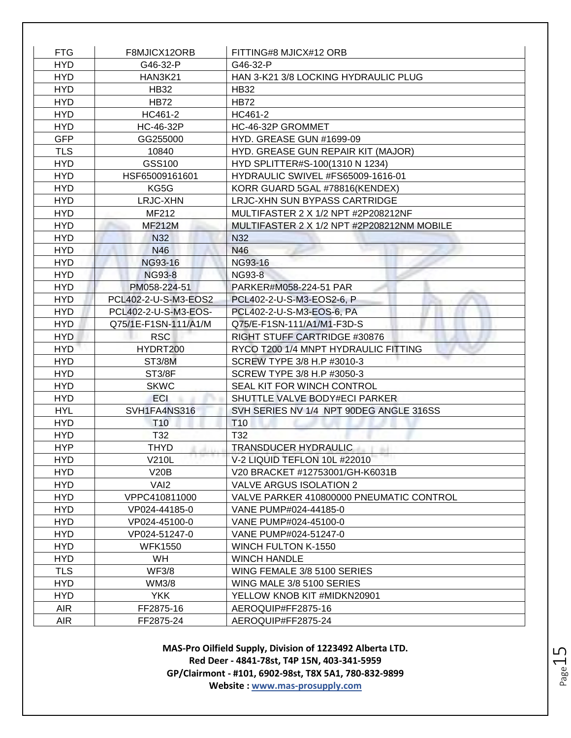| | | |
|---|---|---|
| FTG | F8MJICX12ORB | FITTING#8 MJICX#12 ORB |
| HYD | G46-32-P | G46-32-P |
| HYD | HAN3K21 | HAN 3-K21 3/8 LOCKING HYDRAULIC PLUG |
| HYD | HB32 | HB32 |
| HYD | HB72 | HB72 |
| HYD | HC461-2 | HC461-2 |
| HYD | HC-46-32P | HC-46-32P GROMMET |
| GFP | GG255000 | HYD. GREASE GUN #1699-09 |
| TLS | 10840 | HYD. GREASE GUN REPAIR KIT (MAJOR) |
| HYD | GSS100 | HYD SPLITTER#S-100(1310 N 1234) |
| HYD | HSF65009161601 | HYDRAULIC SWIVEL #FS65009-1616-01 |
| HYD | KG5G | KORR GUARD 5GAL #78816(KENDEX) |
| HYD | LRJC-XHN | LRJC-XHN SUN BYPASS CARTRIDGE |
| HYD | MF212 | MULTIFASTER 2 X 1/2 NPT #2P208212NF |
| HYD | MF212M | MULTIFASTER 2 X 1/2 NPT #2P208212NM MOBILE |
| HYD | N32 | N32 |
| HYD | N46 | N46 |
| HYD | NG93-16 | NG93-16 |
| HYD | NG93-8 | NG93-8 |
| HYD | PM058-224-51 | PARKER#M058-224-51 PAR |
| HYD | PCL402-2-U-S-M3-EOS2 | PCL402-2-U-S-M3-EOS2-6, P |
| HYD | PCL402-2-U-S-M3-EOS- | PCL402-2-U-S-M3-EOS-6, PA |
| HYD | Q75/1E-F1SN-111/A1/M | Q75/E-F1SN-111/A1/M1-F3D-S |
| HYD | RSC | RIGHT STUFF CARTRIDGE #30876 |
| HYD | HYDRT200 | RYCO T200 1/4 MNPT HYDRAULIC FITTING |
| HYD | ST3/8M | SCREW TYPE 3/8 H.P #3010-3 |
| HYD | ST3/8F | SCREW TYPE 3/8 H.P #3050-3 |
| HYD | SKWC | SEAL KIT FOR WINCH CONTROL |
| HYD | ECI | SHUTTLE VALVE BODY#ECI PARKER |
| HYL | SVH1FA4NS316 | SVH SERIES NV 1/4 NPT 90DEG ANGLE 316SS |
| HYD | T10 | T10 |
| HYD | T32 | T32 |
| HYP | THYD | TRANSDUCER HYDRAULIC |
| HYD | V210L | V-2 LIQUID TEFLON 10L #22010 |
| HYD | V20B | V20 BRACKET #12753001/GH-K6031B |
| HYD | VAI2 | VALVE ARGUS ISOLATION 2 |
| HYD | VPPC410811000 | VALVE PARKER 410800000 PNEUMATIC CONTROL |
| HYD | VP024-44185-0 | VANE PUMP#024-44185-0 |
| HYD | VP024-45100-0 | VANE PUMP#024-45100-0 |
| HYD | VP024-51247-0 | VANE PUMP#024-51247-0 |
| HYD | WFK1550 | WINCH FULTON K-1550 |
| HYD | WH | WINCH HANDLE |
| TLS | WF3/8 | WING FEMALE 3/8 5100 SERIES |
| HYD | WM3/8 | WING MALE 3/8 5100 SERIES |
| HYD | YKK | YELLOW KNOB KIT #MIDKN20901 |
| AIR | FF2875-16 | AEROQUIP#FF2875-16 |
| AIR | FF2875-24 | AEROQUIP#FF2875-24 |

**MAS-Pro Oilfield Supply, Division of 1223492 Alberta LTD.**
**Red Deer - 4841-78st, T4P 15N, 403-341-5959**
**GP/Clairmont - #101, 6902-98st, T8X 5A1, 780-832-9899**
**Website : www.mas-prosupply.com**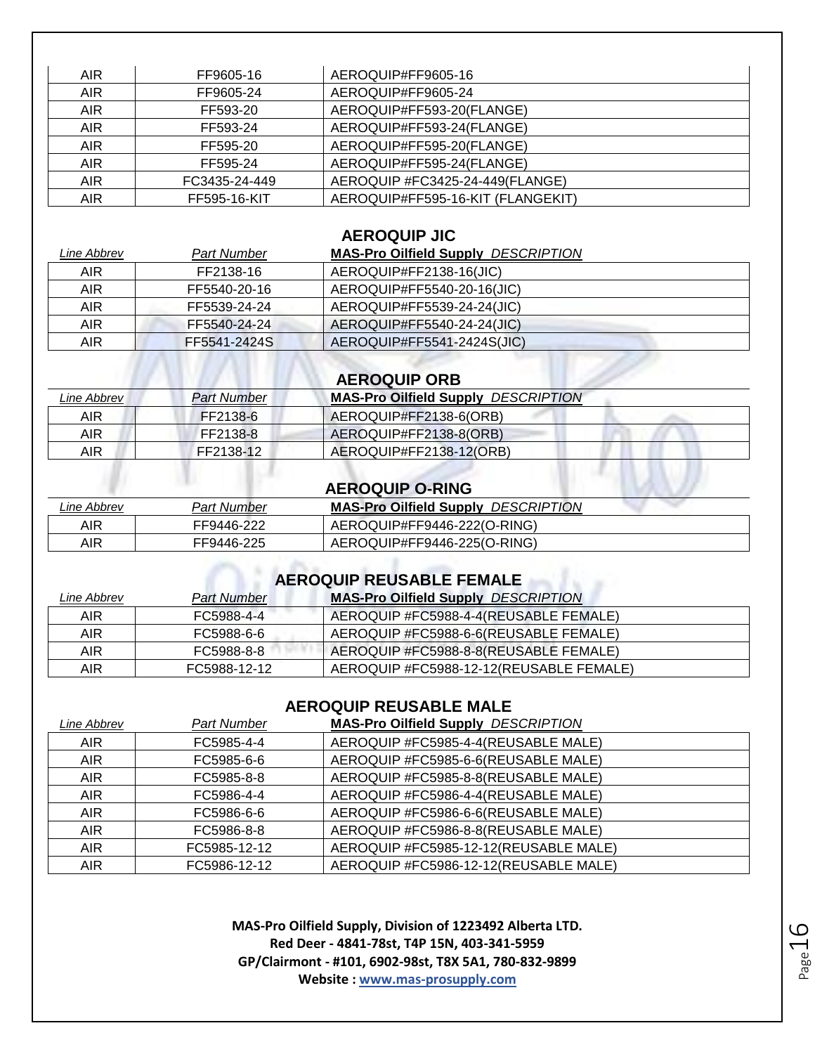| AIR | FF9605-16 | AEROQUIP#FF9605-16 |
|---|---|---|
| AIR | FF9605-24 | AEROQUIP#FF9605-24 |
| AIR | FF593-20 | AEROQUIP#FF593-20(FLANGE) |
| AIR | FF593-24 | AEROQUIP#FF593-24(FLANGE) |
| AIR | FF595-20 | AEROQUIP#FF595-20(FLANGE) |
| AIR | FF595-24 | AEROQUIP#FF595-24(FLANGE) |
| AIR | FC3435-24-449 | AEROQUIP #FC3425-24-449(FLANGE) |
| AIR | FF595-16-KIT | AEROQUIP#FF595-16-KIT (FLANGEKIT) |

## AEROQUIP JIC

| *Line Abbrev* | *Part Number* | **MAS-Pro Oilfield Supply** *DESCRIPTION* |
|---|---|---|
| AIR | FF2138-16 | AEROQUIP#FF2138-16(JIC) |
| AIR | FF5540-20-16 | AEROQUIP#FF5540-20-16(JIC) |
| AIR | FF5539-24-24 | AEROQUIP#FF5539-24-24(JIC) |
| AIR | FF5540-24-24 | AEROQUIP#FF5540-24-24(JIC) |
| AIR | FF5541-2424S | AEROQUIP#FF5541-2424S(JIC) |

## AEROQUIP ORB

| *Line Abbrev* | *Part Number* | **MAS-Pro Oilfield Supply** *DESCRIPTION* |
|---|---|---|
| AIR | FF2138-6 | AEROQUIP#FF2138-6(ORB) |
| AIR | FF2138-8 | AEROQUIP#FF2138-8(ORB) |
| AIR | FF2138-12 | AEROQUIP#FF2138-12(ORB) |

## AEROQUIP O-RING

| *Line Abbrev* | *Part Number* | **MAS-Pro Oilfield Supply** *DESCRIPTION* |
|---|---|---|
| AIR | FF9446-222 | AEROQUIP#FF9446-222(O-RING) |
| AIR | FF9446-225 | AEROQUIP#FF9446-225(O-RING) |

## AEROQUIP REUSABLE FEMALE

| *Line Abbrev* | *Part Number* | **MAS-Pro Oilfield Supply** *DESCRIPTION* |
|---|---|---|
| AIR | FC5988-4-4 | AEROQUIP #FC5988-4-4(REUSABLE FEMALE) |
| AIR | FC5988-6-6 | AEROQUIP #FC5988-6-6(REUSABLE FEMALE) |
| AIR | FC5988-8-8 | AEROQUIP #FC5988-8-8(REUSABLE FEMALE) |
| AIR | FC5988-12-12 | AEROQUIP #FC5988-12-12(REUSABLE FEMALE) |

## AEROQUIP REUSABLE MALE

| *Line Abbrev* | *Part Number* | **MAS-Pro Oilfield Supply** *DESCRIPTION* |
|---|---|---|
| AIR | FC5985-4-4 | AEROQUIP #FC5985-4-4(REUSABLE MALE) |
| AIR | FC5985-6-6 | AEROQUIP #FC5985-6-6(REUSABLE MALE) |
| AIR | FC5985-8-8 | AEROQUIP #FC5985-8-8(REUSABLE MALE) |
| AIR | FC5986-4-4 | AEROQUIP #FC5986-4-4(REUSABLE MALE) |
| AIR | FC5986-6-6 | AEROQUIP #FC5986-6-6(REUSABLE MALE) |
| AIR | FC5986-8-8 | AEROQUIP #FC5986-8-8(REUSABLE MALE) |
| AIR | FC5985-12-12 | AEROQUIP #FC5985-12-12(REUSABLE MALE) |
| AIR | FC5986-12-12 | AEROQUIP #FC5986-12-12(REUSABLE MALE) |

**MAS-Pro Oilfield Supply, Division of 1223492 Alberta LTD.**
**Red Deer - 4841-78st, T4P 15N, 403-341-5959**
**GP/Clairmont - #101, 6902-98st, T8X 5A1, 780-832-9899**
**Website : www.mas-prosupply.com**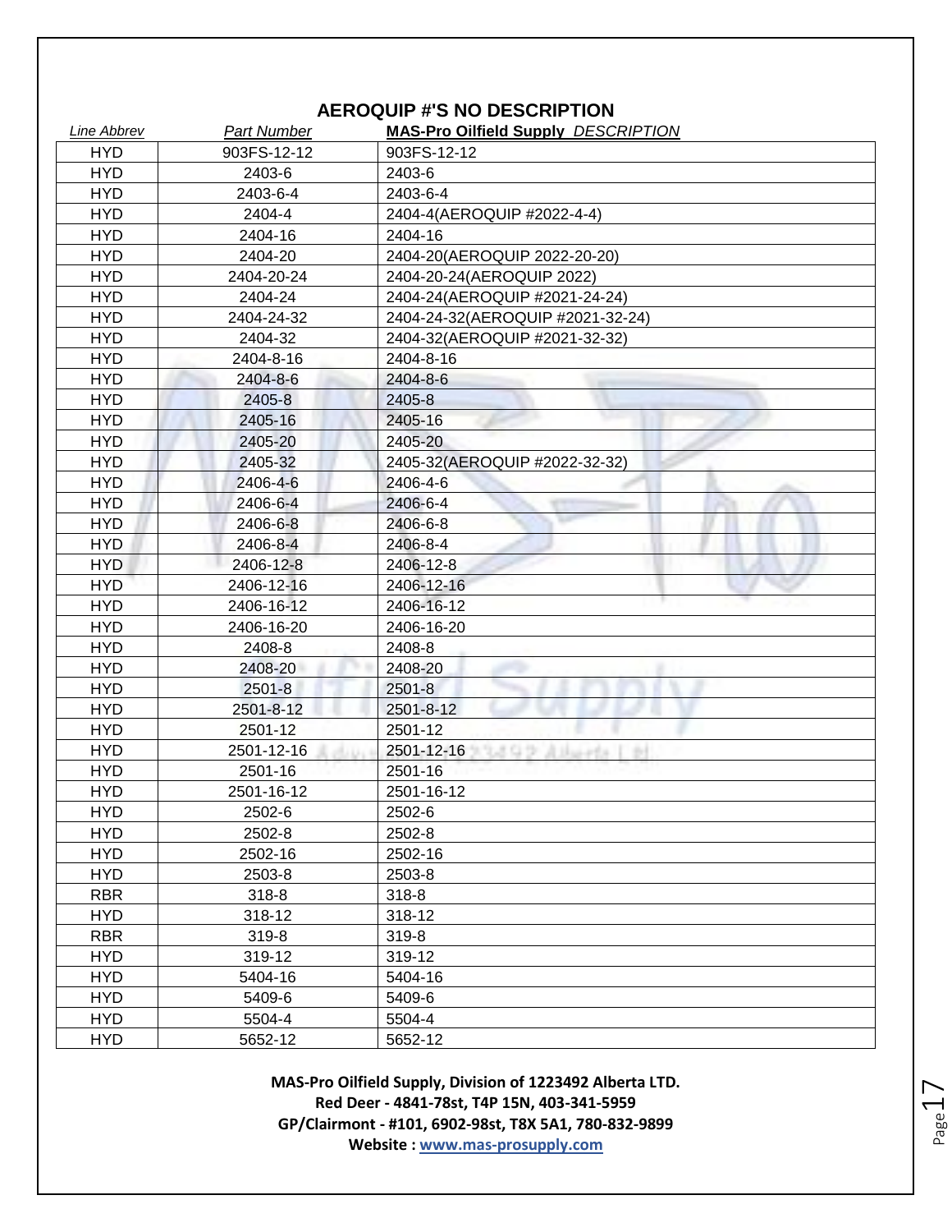## AEROQUIP #'S NO DESCRIPTION

| *Line Abbrev* | *Part Number* | **MAS-Pro Oilfield Supply** *DESCRIPTION* |
|---|---|---|
| HYD | 903FS-12-12 | 903FS-12-12 |
| HYD | 2403-6 | 2403-6 |
| HYD | 2403-6-4 | 2403-6-4 |
| HYD | 2404-4 | 2404-4(AEROQUIP #2022-4-4) |
| HYD | 2404-16 | 2404-16 |
| HYD | 2404-20 | 2404-20(AEROQUIP 2022-20-20) |
| HYD | 2404-20-24 | 2404-20-24(AEROQUIP 2022) |
| HYD | 2404-24 | 2404-24(AEROQUIP #2021-24-24) |
| HYD | 2404-24-32 | 2404-24-32(AEROQUIP #2021-32-24) |
| HYD | 2404-32 | 2404-32(AEROQUIP #2021-32-32) |
| HYD | 2404-8-16 | 2404-8-16 |
| HYD | 2404-8-6 | 2404-8-6 |
| HYD | 2405-8 | 2405-8 |
| HYD | 2405-16 | 2405-16 |
| HYD | 2405-20 | 2405-20 |
| HYD | 2405-32 | 2405-32(AEROQUIP #2022-32-32) |
| HYD | 2406-4-6 | 2406-4-6 |
| HYD | 2406-6-4 | 2406-6-4 |
| HYD | 2406-6-8 | 2406-6-8 |
| HYD | 2406-8-4 | 2406-8-4 |
| HYD | 2406-12-8 | 2406-12-8 |
| HYD | 2406-12-16 | 2406-12-16 |
| HYD | 2406-16-12 | 2406-16-12 |
| HYD | 2406-16-20 | 2406-16-20 |
| HYD | 2408-8 | 2408-8 |
| HYD | 2408-20 | 2408-20 |
| HYD | 2501-8 | 2501-8 |
| HYD | 2501-8-12 | 2501-8-12 |
| HYD | 2501-12 | 2501-12 |
| HYD | 2501-12-16 | 2501-12-16 |
| HYD | 2501-16 | 2501-16 |
| HYD | 2501-16-12 | 2501-16-12 |
| HYD | 2502-6 | 2502-6 |
| HYD | 2502-8 | 2502-8 |
| HYD | 2502-16 | 2502-16 |
| HYD | 2503-8 | 2503-8 |
| RBR | 318-8 | 318-8 |
| HYD | 318-12 | 318-12 |
| RBR | 319-8 | 319-8 |
| HYD | 319-12 | 319-12 |
| HYD | 5404-16 | 5404-16 |
| HYD | 5409-6 | 5409-6 |
| HYD | 5504-4 | 5504-4 |
| HYD | 5652-12 | 5652-12 |

**MAS-Pro Oilfield Supply, Division of 1223492 Alberta LTD.**
**Red Deer - 4841-78st, T4P 15N, 403-341-5959**
**GP/Clairmont - #101, 6902-98st, T8X 5A1, 780-832-9899**
**Website : www.mas-prosupply.com**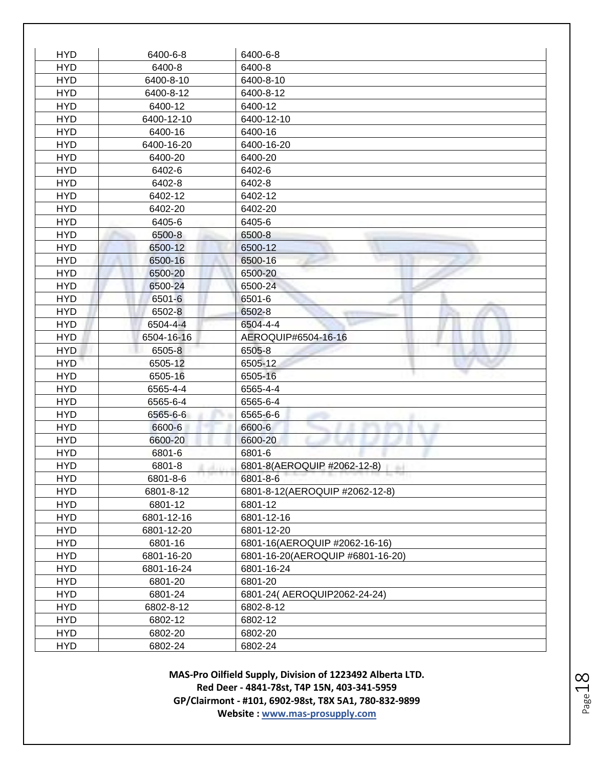| HYD | 6400-6-8 | 6400-6-8 |
|---|---|---|
| HYD | 6400-8 | 6400-8 |
| HYD | 6400-8-10 | 6400-8-10 |
| HYD | 6400-8-12 | 6400-8-12 |
| HYD | 6400-12 | 6400-12 |
| HYD | 6400-12-10 | 6400-12-10 |
| HYD | 6400-16 | 6400-16 |
| HYD | 6400-16-20 | 6400-16-20 |
| HYD | 6400-20 | 6400-20 |
| HYD | 6402-6 | 6402-6 |
| HYD | 6402-8 | 6402-8 |
| HYD | 6402-12 | 6402-12 |
| HYD | 6402-20 | 6402-20 |
| HYD | 6405-6 | 6405-6 |
| HYD | 6500-8 | 6500-8 |
| HYD | 6500-12 | 6500-12 |
| HYD | 6500-16 | 6500-16 |
| HYD | 6500-20 | 6500-20 |
| HYD | 6500-24 | 6500-24 |
| HYD | 6501-6 | 6501-6 |
| HYD | 6502-8 | 6502-8 |
| HYD | 6504-4-4 | 6504-4-4 |
| HYD | 6504-16-16 | AEROQUIP#6504-16-16 |
| HYD | 6505-8 | 6505-8 |
| HYD | 6505-12 | 6505-12 |
| HYD | 6505-16 | 6505-16 |
| HYD | 6565-4-4 | 6565-4-4 |
| HYD | 6565-6-4 | 6565-6-4 |
| HYD | 6565-6-6 | 6565-6-6 |
| HYD | 6600-6 | 6600-6 |
| HYD | 6600-20 | 6600-20 |
| HYD | 6801-6 | 6801-6 |
| HYD | 6801-8 | 6801-8(AEROQUIP #2062-12-8) |
| HYD | 6801-8-6 | 6801-8-6 |
| HYD | 6801-8-12 | 6801-8-12(AEROQUIP #2062-12-8) |
| HYD | 6801-12 | 6801-12 |
| HYD | 6801-12-16 | 6801-12-16 |
| HYD | 6801-12-20 | 6801-12-20 |
| HYD | 6801-16 | 6801-16(AEROQUIP #2062-16-16) |
| HYD | 6801-16-20 | 6801-16-20(AEROQUIP #6801-16-20) |
| HYD | 6801-16-24 | 6801-16-24 |
| HYD | 6801-20 | 6801-20 |
| HYD | 6801-24 | 6801-24( AEROQUIP2062-24-24) |
| HYD | 6802-8-12 | 6802-8-12 |
| HYD | 6802-12 | 6802-12 |
| HYD | 6802-20 | 6802-20 |
| HYD | 6802-24 | 6802-24 |

**MAS-Pro Oilfield Supply, Division of 1223492 Alberta LTD.**
**Red Deer - 4841-78st, T4P 15N, 403-341-5959**
**GP/Clairmont - #101, 6902-98st, T8X 5A1, 780-832-9899**
**Website : www.mas-prosupply.com**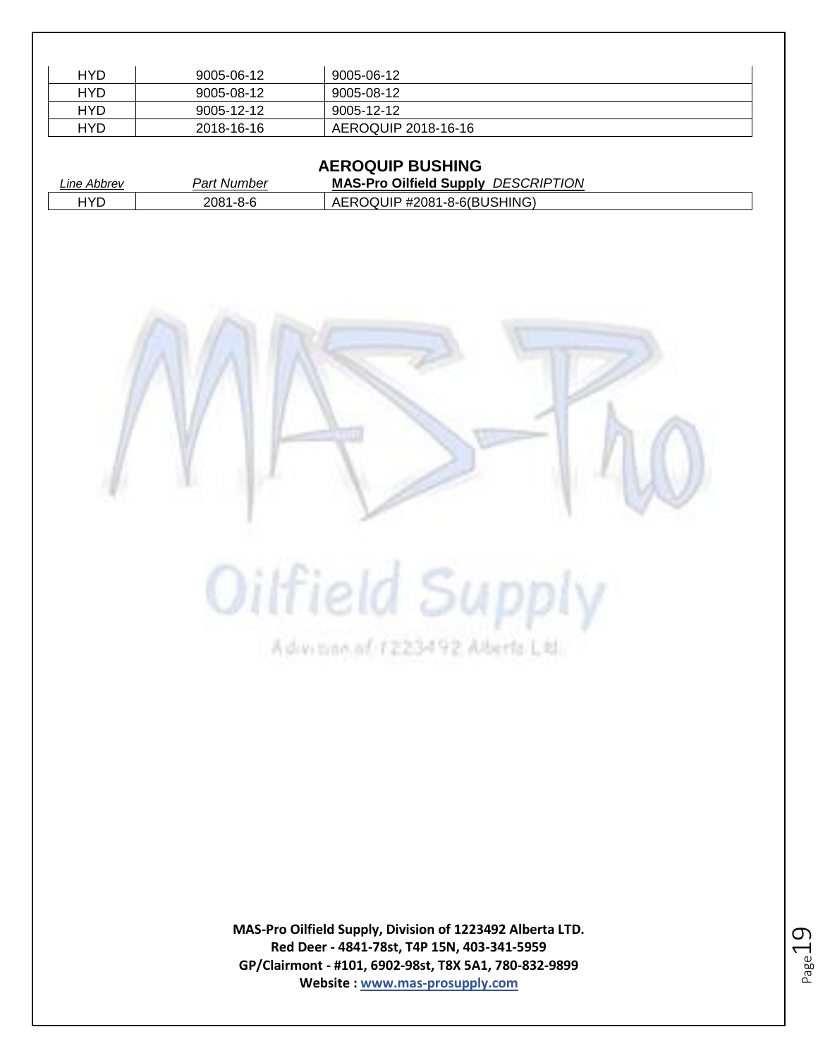| | | |
|---|---|---|
| HYD | 9005-06-12 | 9005-06-12 |
| HYD | 9005-08-12 | 9005-08-12 |
| HYD | 9005-12-12 | 9005-12-12 |
| HYD | 2018-16-16 | AEROQUIP 2018-16-16 |

## AEROQUIP BUSHING

| *Line Abbrev* | *Part Number* | **MAS-Pro Oilfield Supply** *DESCRIPTION* |
|---|---|---|
| HYD | 2081-8-6 | AEROQUIP #2081-8-6(BUSHING) |

MAS-Pro

Oilfield Supply

A division of 1223492 Alberta Ltd.

**MAS-Pro Oilfield Supply, Division of 1223492 Alberta LTD.**
**Red Deer - 4841-78st, T4P 15N, 403-341-5959**
**GP/Clairmont - #101, 6902-98st, T8X 5A1, 780-832-9899**
**Website : www.mas-prosupply.com**